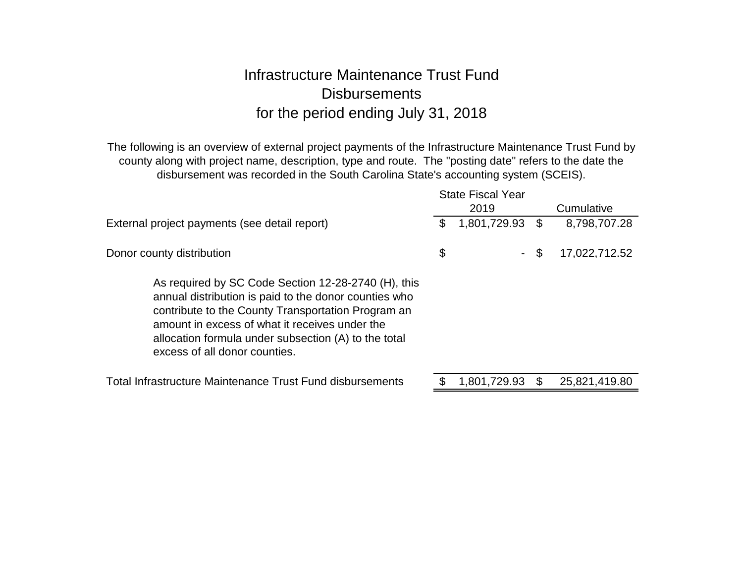# Infrastructure Maintenance Trust Fund
## Disbursements
## for the period ending July 31, 2018

The following is an overview of external project payments of the Infrastructure Maintenance Trust Fund by county along with project name, description, type and route. The "posting date" refers to the date the disbursement was recorded in the South Carolina State's accounting system (SCEIS).

| | State Fiscal Year 2019 | Cumulative |
|---|---|---|
| External project payments (see detail report) | $ 1,801,729.93 | $ 8,798,707.28 |
| Donor county distribution | $ - | $ 17,022,712.52 |
| Total Infrastructure Maintenance Trust Fund disbursements | $ 1,801,729.93 | $ 25,821,419.80 |

As required by SC Code Section 12-28-2740 (H), this annual distribution is paid to the donor counties who contribute to the County Transportation Program an amount in excess of what it receives under the allocation formula under subsection (A) to the total excess of all donor counties.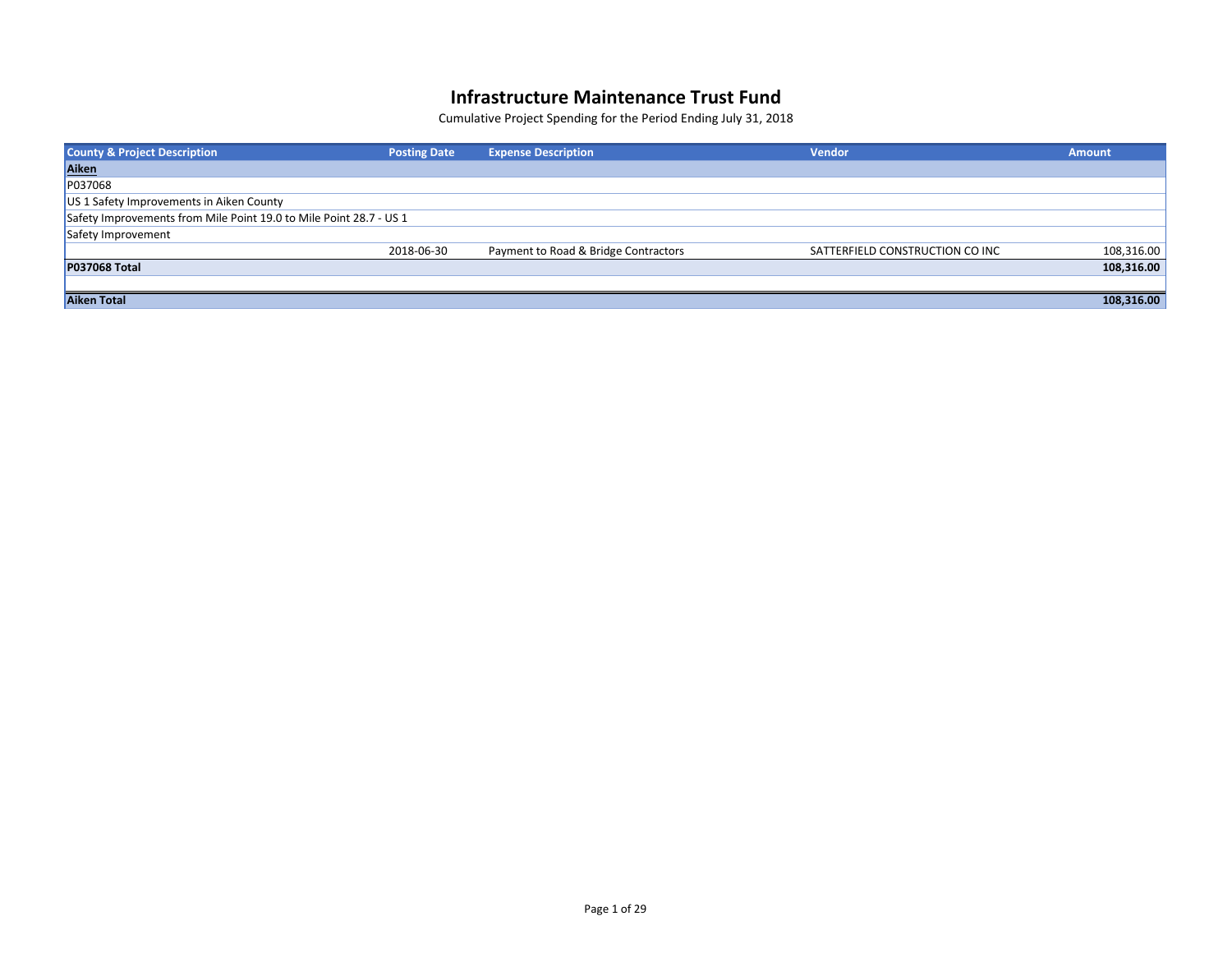# Infrastructure Maintenance Trust Fund

Cumulative Project Spending for the Period Ending July 31, 2018

| County & Project Description | Posting Date | Expense Description | Vendor | Amount |
|---|---|---|---|---|
| **Aiken** | | | | |
| P037068 | | | | |
| US 1 Safety Improvements in Aiken County | | | | |
| Safety Improvements from Mile Point 19.0 to Mile Point 28.7 - US 1 | | | | |
| Safety Improvement | | | | |
| | 2018-06-30 | Payment to Road & Bridge Contractors | SATTERFIELD CONSTRUCTION CO INC | 108,316.00 |
| **P037068 Total** | | | | **108,316.00** |
| | | | | |
| **Aiken Total** | | | | **108,316.00** |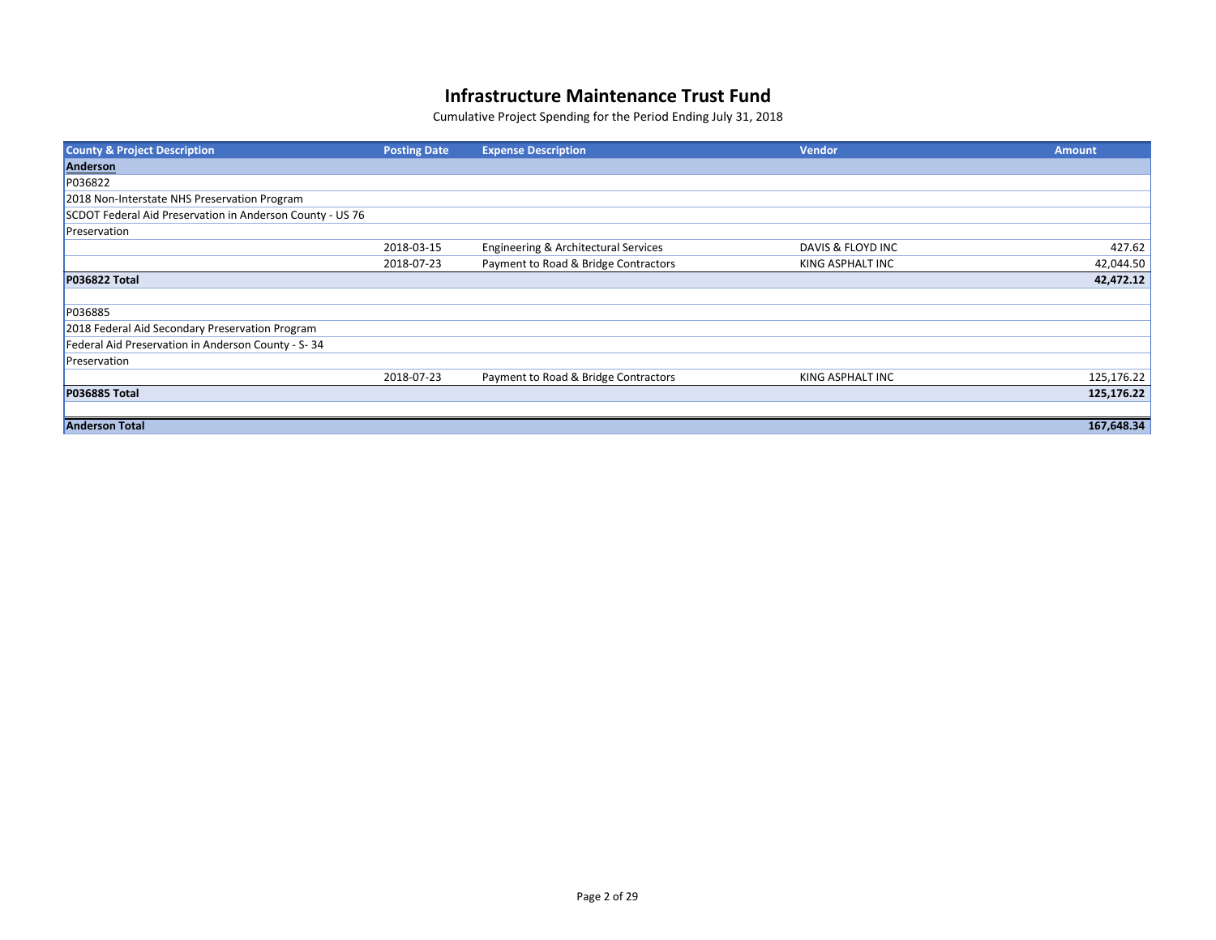# Infrastructure Maintenance Trust Fund

Cumulative Project Spending for the Period Ending July 31, 2018

| County & Project Description | Posting Date | Expense Description | Vendor | Amount |
|---|---|---|---|---|
| **Anderson** | | | | |
| P036822 | | | | |
| 2018 Non-Interstate NHS Preservation Program | | | | |
| SCDOT Federal Aid Preservation in Anderson County - US 76 | | | | |
| Preservation | | | | |
| | 2018-03-15 | Engineering & Architectural Services | DAVIS & FLOYD INC | 427.62 |
| | 2018-07-23 | Payment to Road & Bridge Contractors | KING ASPHALT INC | 42,044.50 |
| **P036822 Total** | | | | **42,472.12** |
| | | | | |
| P036885 | | | | |
| 2018 Federal Aid Secondary Preservation Program | | | | |
| Federal Aid Preservation in Anderson County - S- 34 | | | | |
| Preservation | | | | |
| | 2018-07-23 | Payment to Road & Bridge Contractors | KING ASPHALT INC | 125,176.22 |
| **P036885 Total** | | | | **125,176.22** |
| | | | | |
| **Anderson Total** | | | | **167,648.34** |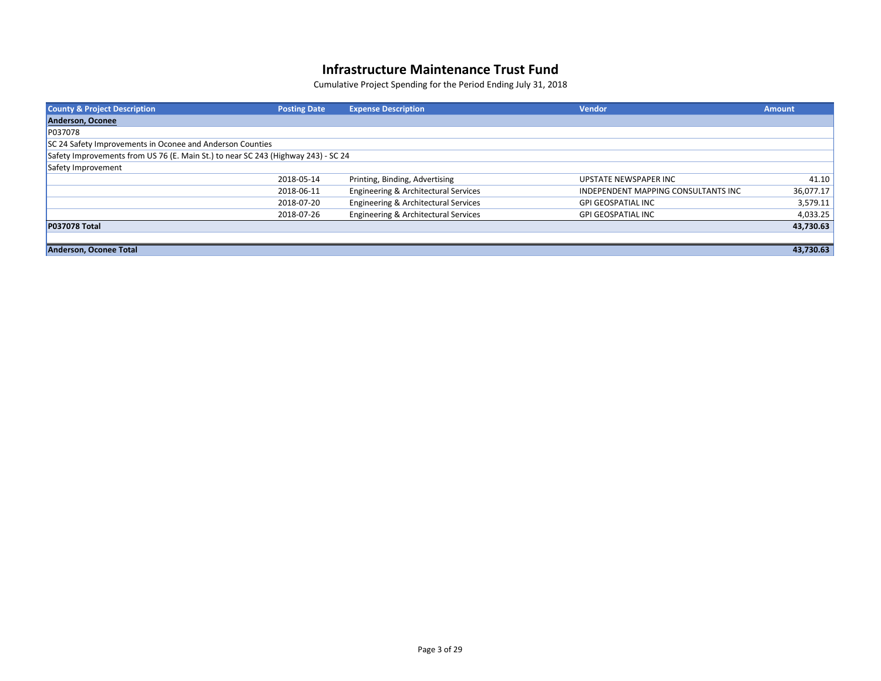# Infrastructure Maintenance Trust Fund

Cumulative Project Spending for the Period Ending July 31, 2018

| County & Project Description | Posting Date | Expense Description | Vendor | Amount |
|---|---|---|---|---|
| **Anderson, Oconee** | | | | |
| P037078 | | | | |
| SC 24 Safety Improvements in Oconee and Anderson Counties | | | | |
| Safety Improvements from US 76 (E. Main St.) to near SC 243 (Highway 243) - SC 24 | | | | |
| Safety Improvement | | | | |
| | 2018-05-14 | Printing, Binding, Advertising | UPSTATE NEWSPAPER INC | 41.10 |
| | 2018-06-11 | Engineering & Architectural Services | INDEPENDENT MAPPING CONSULTANTS INC | 36,077.17 |
| | 2018-07-20 | Engineering & Architectural Services | GPI GEOSPATIAL INC | 3,579.11 |
| | 2018-07-26 | Engineering & Architectural Services | GPI GEOSPATIAL INC | 4,033.25 |
| **P037078 Total** | | | | **43,730.63** |
| | | | | |
| **Anderson, Oconee Total** | | | | **43,730.63** |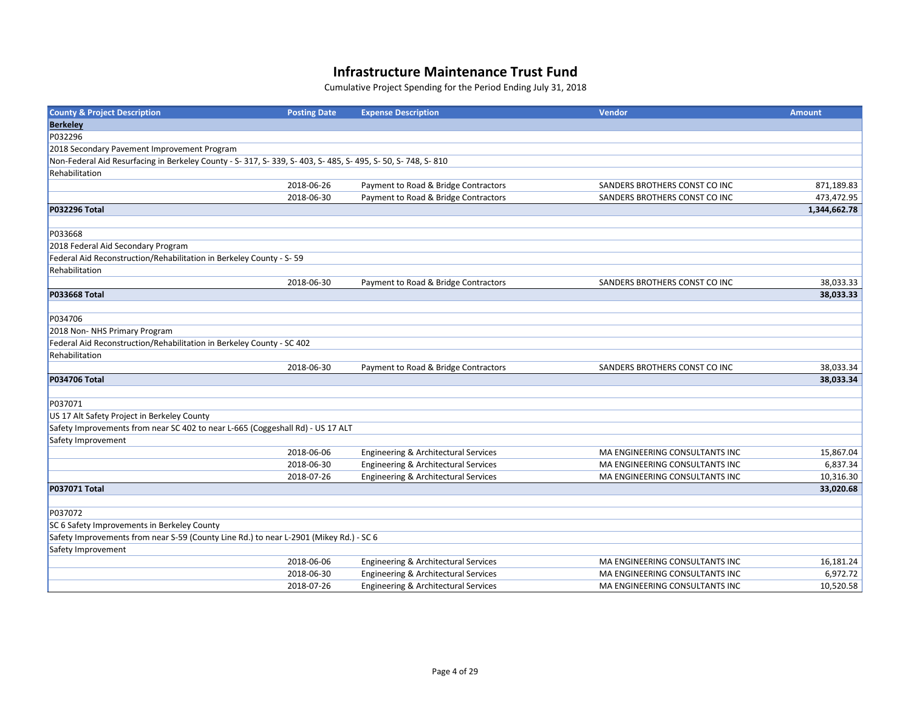# Infrastructure Maintenance Trust Fund

Cumulative Project Spending for the Period Ending July 31, 2018

| County & Project Description | Posting Date | Expense Description | Vendor | Amount |
|---|---|---|---|---|
| **Berkeley** | | | | |
| P032296 | | | | |
| 2018 Secondary Pavement Improvement Program | | | | |
| Non-Federal Aid Resurfacing in Berkeley County - S- 317, S- 339, S- 403, S- 485, S- 495, S- 50, S- 748, S- 810 | | | | |
| Rehabilitation | | | | |
| | 2018-06-26 | Payment to Road & Bridge Contractors | SANDERS BROTHERS CONST CO INC | 871,189.83 |
| | 2018-06-30 | Payment to Road & Bridge Contractors | SANDERS BROTHERS CONST CO INC | 473,472.95 |
| **P032296 Total** | | | | **1,344,662.78** |
| | | | | |
| P033668 | | | | |
| 2018 Federal Aid Secondary Program | | | | |
| Federal Aid Reconstruction/Rehabilitation in Berkeley County - S- 59 | | | | |
| Rehabilitation | | | | |
| | 2018-06-30 | Payment to Road & Bridge Contractors | SANDERS BROTHERS CONST CO INC | 38,033.33 |
| **P033668 Total** | | | | **38,033.33** |
| | | | | |
| P034706 | | | | |
| 2018 Non- NHS Primary Program | | | | |
| Federal Aid Reconstruction/Rehabilitation in Berkeley County - SC 402 | | | | |
| Rehabilitation | | | | |
| | 2018-06-30 | Payment to Road & Bridge Contractors | SANDERS BROTHERS CONST CO INC | 38,033.34 |
| **P034706 Total** | | | | **38,033.34** |
| | | | | |
| P037071 | | | | |
| US 17 Alt Safety Project in Berkeley County | | | | |
| Safety Improvements from near SC 402 to near L-665 (Coggeshall Rd) - US 17 ALT | | | | |
| Safety Improvement | | | | |
| | 2018-06-06 | Engineering & Architectural Services | MA ENGINEERING CONSULTANTS INC | 15,867.04 |
| | 2018-06-30 | Engineering & Architectural Services | MA ENGINEERING CONSULTANTS INC | 6,837.34 |
| | 2018-07-26 | Engineering & Architectural Services | MA ENGINEERING CONSULTANTS INC | 10,316.30 |
| **P037071 Total** | | | | **33,020.68** |
| | | | | |
| P037072 | | | | |
| SC 6 Safety Improvements in Berkeley County | | | | |
| Safety Improvements from near S-59 (County Line Rd.) to near L-2901 (Mikey Rd.) - SC 6 | | | | |
| Safety Improvement | | | | |
| | 2018-06-06 | Engineering & Architectural Services | MA ENGINEERING CONSULTANTS INC | 16,181.24 |
| | 2018-06-30 | Engineering & Architectural Services | MA ENGINEERING CONSULTANTS INC | 6,972.72 |
| | 2018-07-26 | Engineering & Architectural Services | MA ENGINEERING CONSULTANTS INC | 10,520.58 |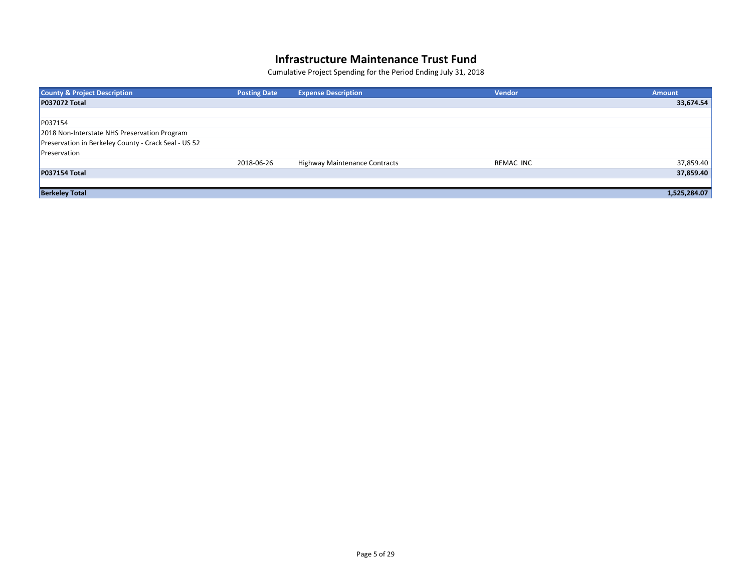# Infrastructure Maintenance Trust Fund

Cumulative Project Spending for the Period Ending July 31, 2018

| County & Project Description | Posting Date | Expense Description | Vendor | Amount |
|---|---|---|---|---|
| **P037072 Total** | | | | **33,674.54** |
| | | | | |
| P037154 | | | | |
| 2018 Non-Interstate NHS Preservation Program | | | | |
| Preservation in Berkeley County - Crack Seal - US 52 | | | | |
| Preservation | | | | |
| | 2018-06-26 | Highway Maintenance Contracts | REMAC INC | 37,859.40 |
| **P037154 Total** | | | | **37,859.40** |
| | | | | |
| **Berkeley Total** | | | | **1,525,284.07** |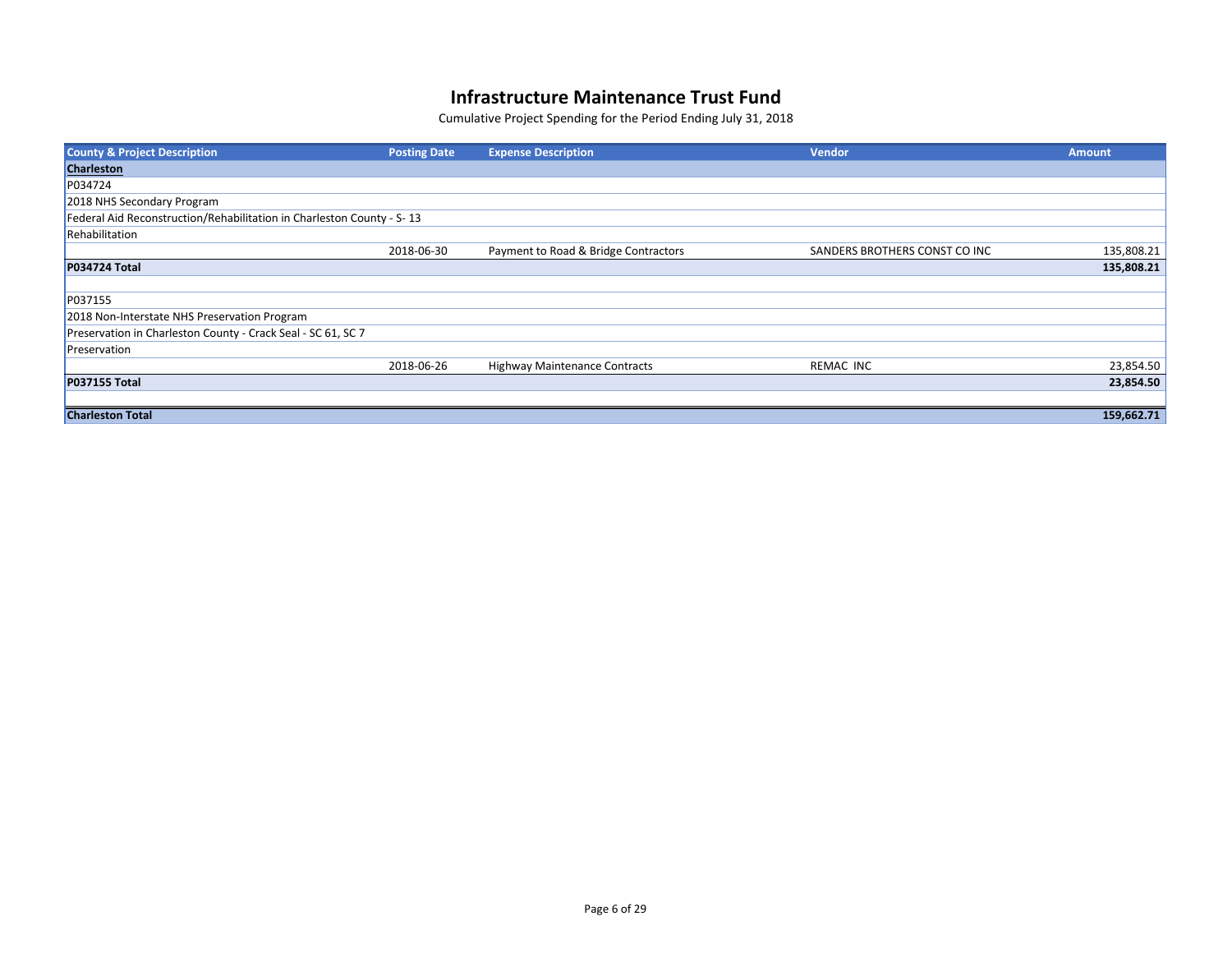# Infrastructure Maintenance Trust Fund

Cumulative Project Spending for the Period Ending July 31, 2018

| County & Project Description | Posting Date | Expense Description | Vendor | Amount |
|---|---|---|---|---|
| **Charleston** | | | | |
| P034724 | | | | |
| 2018 NHS Secondary Program | | | | |
| Federal Aid Reconstruction/Rehabilitation in Charleston County - S- 13 | | | | |
| Rehabilitation | | | | |
| | 2018-06-30 | Payment to Road & Bridge Contractors | SANDERS BROTHERS CONST CO INC | 135,808.21 |
| **P034724 Total** | | | | **135,808.21** |
| | | | | |
| P037155 | | | | |
| 2018 Non-Interstate NHS Preservation Program | | | | |
| Preservation in Charleston County - Crack Seal - SC 61, SC 7 | | | | |
| Preservation | | | | |
| | 2018-06-26 | Highway Maintenance Contracts | REMAC INC | 23,854.50 |
| **P037155 Total** | | | | **23,854.50** |
| | | | | |
| **Charleston Total** | | | | **159,662.71** |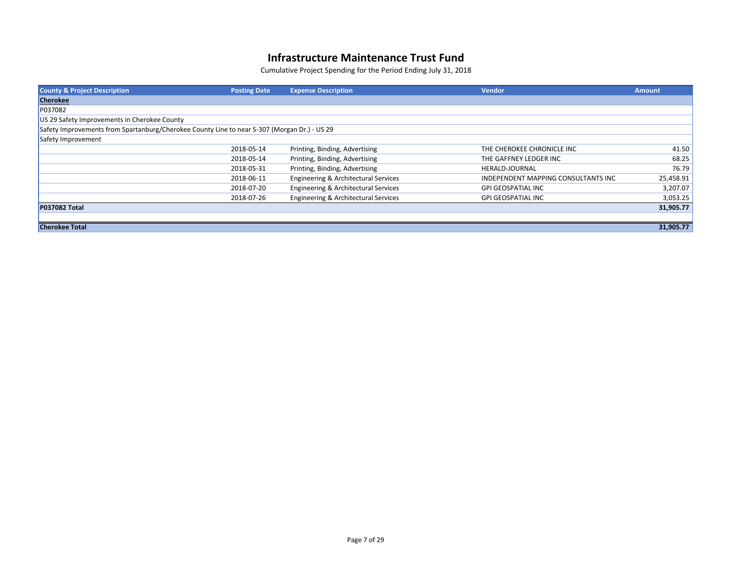# Infrastructure Maintenance Trust Fund

Cumulative Project Spending for the Period Ending July 31, 2018

| County & Project Description | Posting Date | Expense Description | Vendor | Amount |
|---|---|---|---|---|
| **Cherokee** | | | | |
| P037082 | | | | |
| US 29 Safety Improvements in Cherokee County | | | | |
| Safety Improvements from Spartanburg/Cherokee County Line to near S-307 (Morgan Dr.) - US 29 | | | | |
| Safety Improvement | | | | |
| | 2018-05-14 | Printing, Binding, Advertising | THE CHEROKEE CHRONICLE INC | 41.50 |
| | 2018-05-14 | Printing, Binding, Advertising | THE GAFFNEY LEDGER INC | 68.25 |
| | 2018-05-31 | Printing, Binding, Advertising | HERALD-JOURNAL | 76.79 |
| | 2018-06-11 | Engineering & Architectural Services | INDEPENDENT MAPPING CONSULTANTS INC | 25,458.91 |
| | 2018-07-20 | Engineering & Architectural Services | GPI GEOSPATIAL INC | 3,207.07 |
| | 2018-07-26 | Engineering & Architectural Services | GPI GEOSPATIAL INC | 3,053.25 |
| **P037082 Total** | | | | **31,905.77** |
| | | | | |
| **Cherokee Total** | | | | **31,905.77** |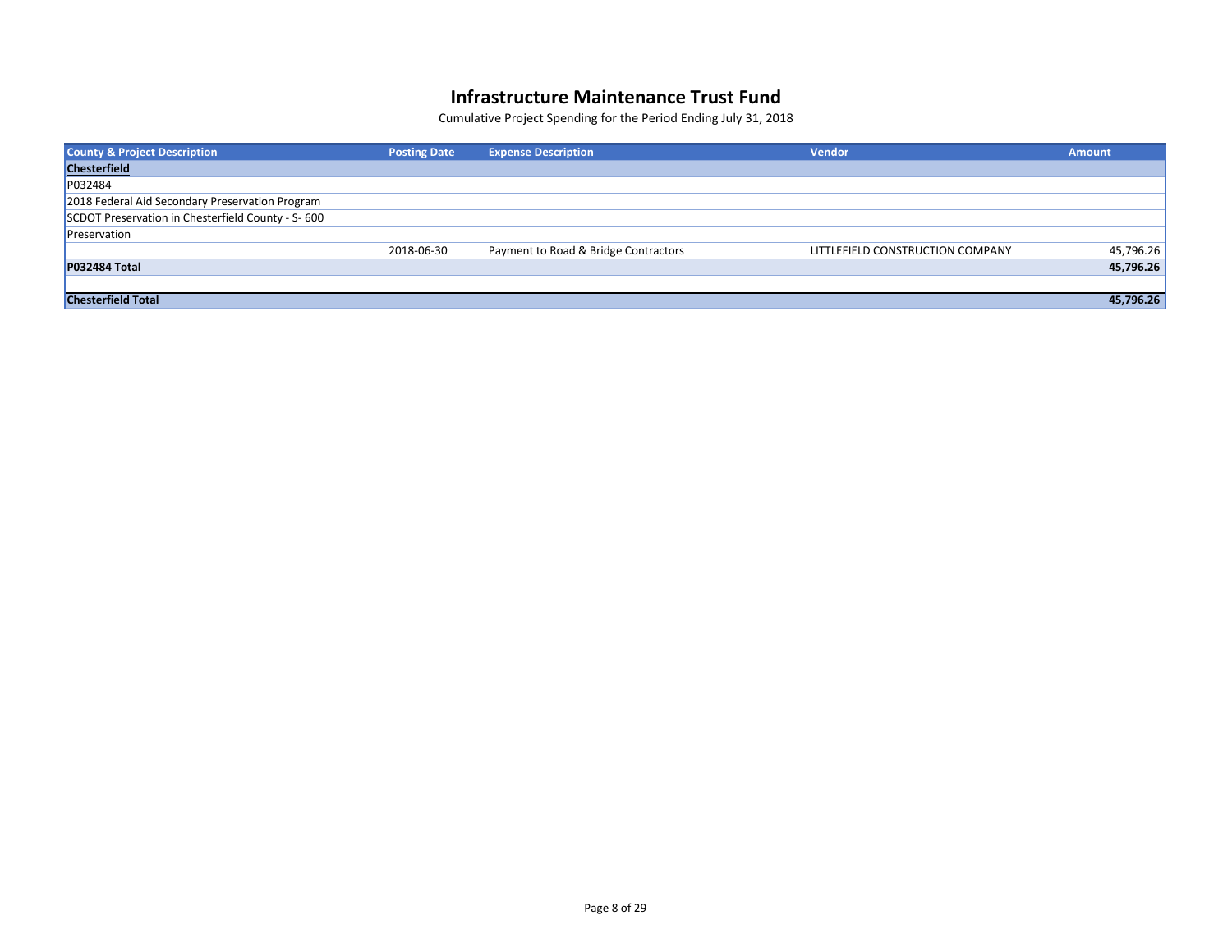# Infrastructure Maintenance Trust Fund

Cumulative Project Spending for the Period Ending July 31, 2018

| County & Project Description | Posting Date | Expense Description | Vendor | Amount |
|---|---|---|---|---|
| **Chesterfield** | | | | |
| P032484 | | | | |
| 2018 Federal Aid Secondary Preservation Program | | | | |
| SCDOT Preservation in Chesterfield County - S- 600 | | | | |
| Preservation | | | | |
| | 2018-06-30 | Payment to Road & Bridge Contractors | LITTLEFIELD CONSTRUCTION COMPANY | 45,796.26 |
| **P032484 Total** | | | | **45,796.26** |
| | | | | |
| **Chesterfield Total** | | | | **45,796.26** |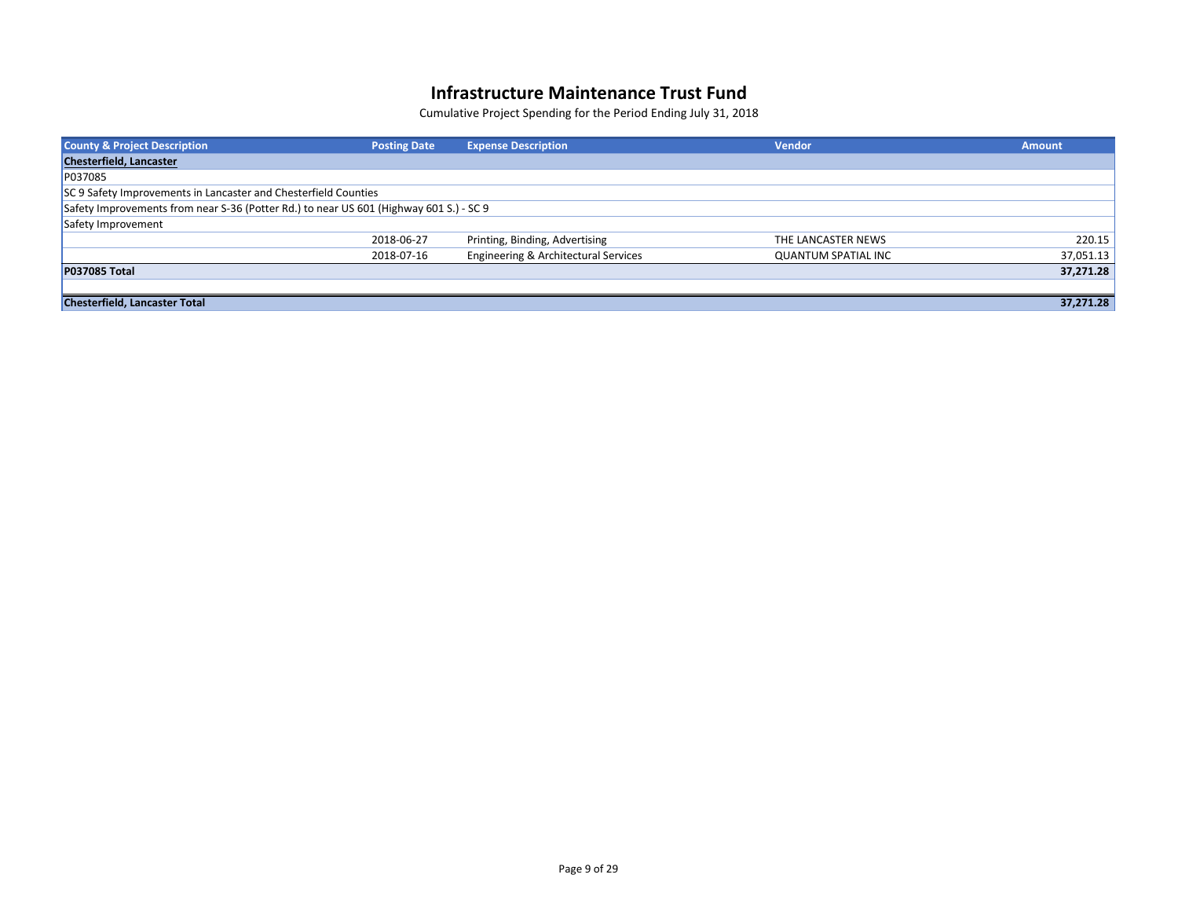# Infrastructure Maintenance Trust Fund

Cumulative Project Spending for the Period Ending July 31, 2018

| County & Project Description | Posting Date | Expense Description | Vendor | Amount |
|---|---|---|---|---|
| **Chesterfield, Lancaster** | | | | |
| P037085 | | | | |
| SC 9 Safety Improvements in Lancaster and Chesterfield Counties | | | | |
| Safety Improvements from near S-36 (Potter Rd.) to near US 601 (Highway 601 S.) - SC 9 | | | | |
| Safety Improvement | | | | |
| | 2018-06-27 | Printing, Binding, Advertising | THE LANCASTER NEWS | 220.15 |
| | 2018-07-16 | Engineering & Architectural Services | QUANTUM SPATIAL INC | 37,051.13 |
| **P037085 Total** | | | | **37,271.28** |
| | | | | |
| **Chesterfield, Lancaster Total** | | | | **37,271.28** |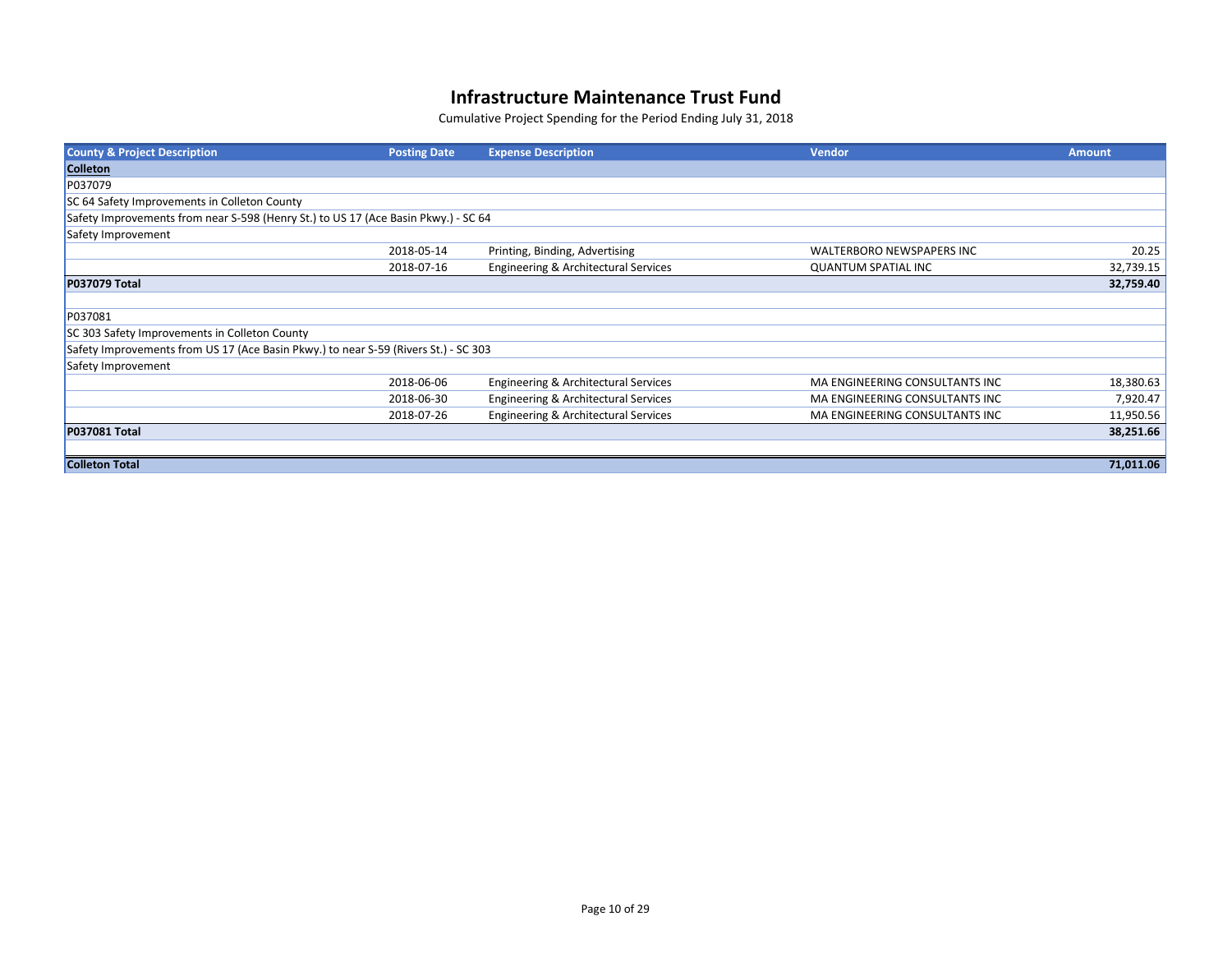# Infrastructure Maintenance Trust Fund

Cumulative Project Spending for the Period Ending July 31, 2018

| County & Project Description | Posting Date | Expense Description | Vendor | Amount |
|---|---|---|---|---|
| **Colleton** | | | | |
| P037079 | | | | |
| SC 64 Safety Improvements in Colleton County | | | | |
| Safety Improvements from near S-598 (Henry St.) to US 17 (Ace Basin Pkwy.) - SC 64 | | | | |
| Safety Improvement | | | | |
| | 2018-05-14 | Printing, Binding, Advertising | WALTERBORO NEWSPAPERS INC | 20.25 |
| | 2018-07-16 | Engineering & Architectural Services | QUANTUM SPATIAL INC | 32,739.15 |
| **P037079 Total** | | | | **32,759.40** |
| | | | | |
| P037081 | | | | |
| SC 303 Safety Improvements in Colleton County | | | | |
| Safety Improvements from US 17 (Ace Basin Pkwy.) to near S-59 (Rivers St.) - SC 303 | | | | |
| Safety Improvement | | | | |
| | 2018-06-06 | Engineering & Architectural Services | MA ENGINEERING CONSULTANTS INC | 18,380.63 |
| | 2018-06-30 | Engineering & Architectural Services | MA ENGINEERING CONSULTANTS INC | 7,920.47 |
| | 2018-07-26 | Engineering & Architectural Services | MA ENGINEERING CONSULTANTS INC | 11,950.56 |
| **P037081 Total** | | | | **38,251.66** |
| | | | | |
| **Colleton Total** | | | | **71,011.06** |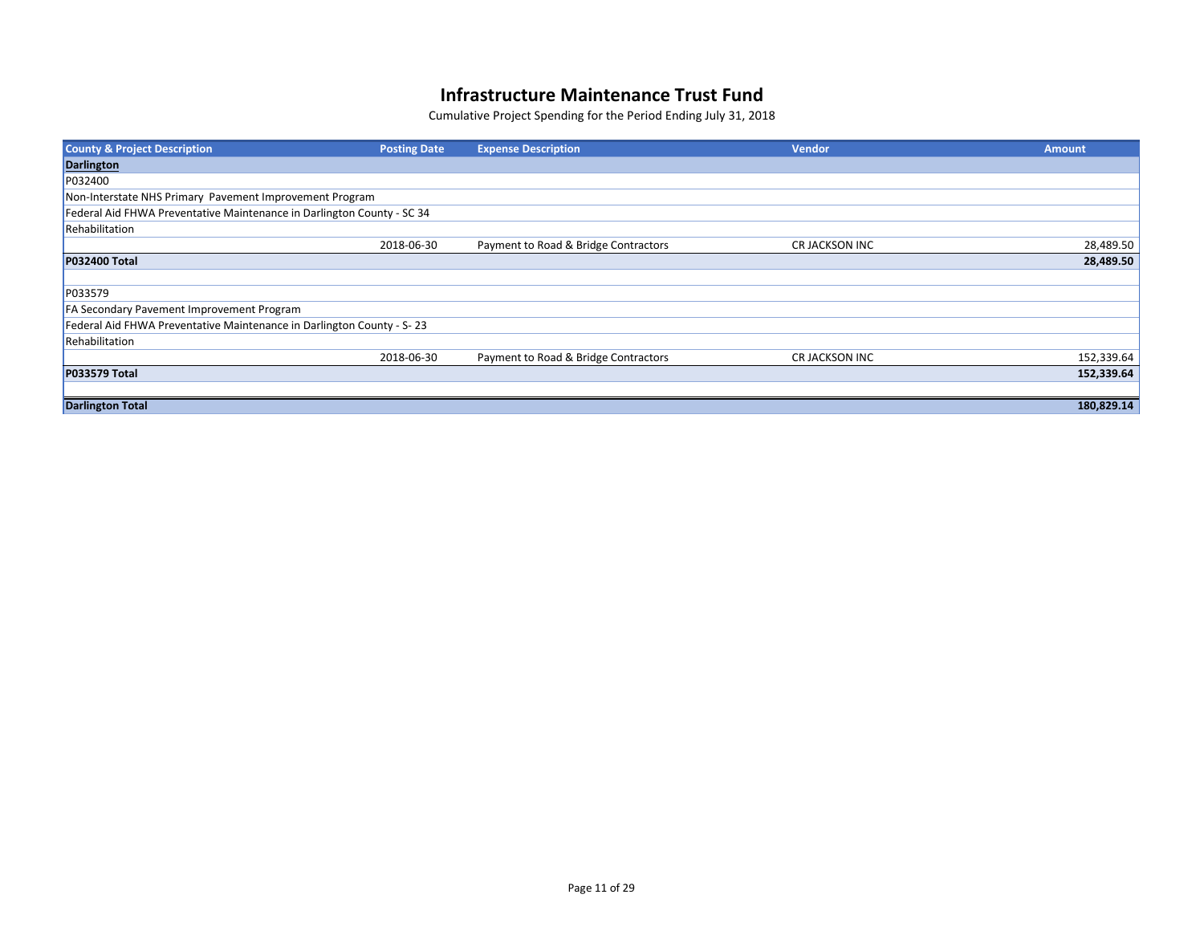# Infrastructure Maintenance Trust Fund

Cumulative Project Spending for the Period Ending July 31, 2018

| County & Project Description | Posting Date | Expense Description | Vendor | Amount |
|---|---|---|---|---|
| **Darlington** | | | | |
| P032400 | | | | |
| Non-Interstate NHS Primary  Pavement Improvement Program | | | | |
| Federal Aid FHWA Preventative Maintenance in Darlington County - SC 34 | | | | |
| Rehabilitation | | | | |
| | 2018-06-30 | Payment to Road & Bridge Contractors | CR JACKSON INC | 28,489.50 |
| **P032400 Total** | | | | **28,489.50** |
| | | | | |
| P033579 | | | | |
| FA Secondary Pavement Improvement Program | | | | |
| Federal Aid FHWA Preventative Maintenance in Darlington County - S- 23 | | | | |
| Rehabilitation | | | | |
| | 2018-06-30 | Payment to Road & Bridge Contractors | CR JACKSON INC | 152,339.64 |
| **P033579 Total** | | | | **152,339.64** |
| | | | | |
| **Darlington Total** | | | | **180,829.14** |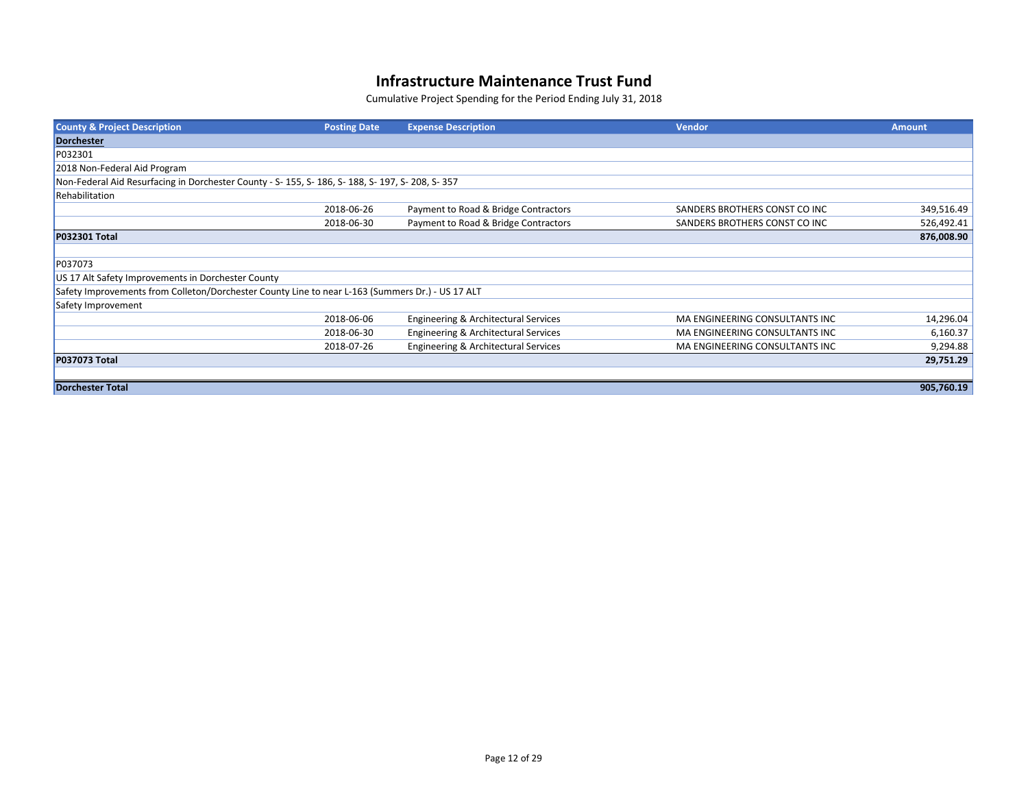# Infrastructure Maintenance Trust Fund

Cumulative Project Spending for the Period Ending July 31, 2018

| County & Project Description | Posting Date | Expense Description | Vendor | Amount |
|---|---|---|---|---|
| **Dorchester** | | | | |
| P032301 | | | | |
| 2018 Non-Federal Aid Program | | | | |
| Non-Federal Aid Resurfacing in Dorchester County - S- 155, S- 186, S- 188, S- 197, S- 208, S- 357 | | | | |
| Rehabilitation | | | | |
| | 2018-06-26 | Payment to Road & Bridge Contractors | SANDERS BROTHERS CONST CO INC | 349,516.49 |
| | 2018-06-30 | Payment to Road & Bridge Contractors | SANDERS BROTHERS CONST CO INC | 526,492.41 |
| **P032301 Total** | | | | **876,008.90** |
| P037073 | | | | |
| US 17 Alt Safety Improvements in Dorchester County | | | | |
| Safety Improvements from Colleton/Dorchester County Line to near L-163 (Summers Dr.) - US 17 ALT | | | | |
| Safety Improvement | | | | |
| | 2018-06-06 | Engineering & Architectural Services | MA ENGINEERING CONSULTANTS INC | 14,296.04 |
| | 2018-06-30 | Engineering & Architectural Services | MA ENGINEERING CONSULTANTS INC | 6,160.37 |
| | 2018-07-26 | Engineering & Architectural Services | MA ENGINEERING CONSULTANTS INC | 9,294.88 |
| **P037073 Total** | | | | **29,751.29** |
| **Dorchester Total** | | | | **905,760.19** |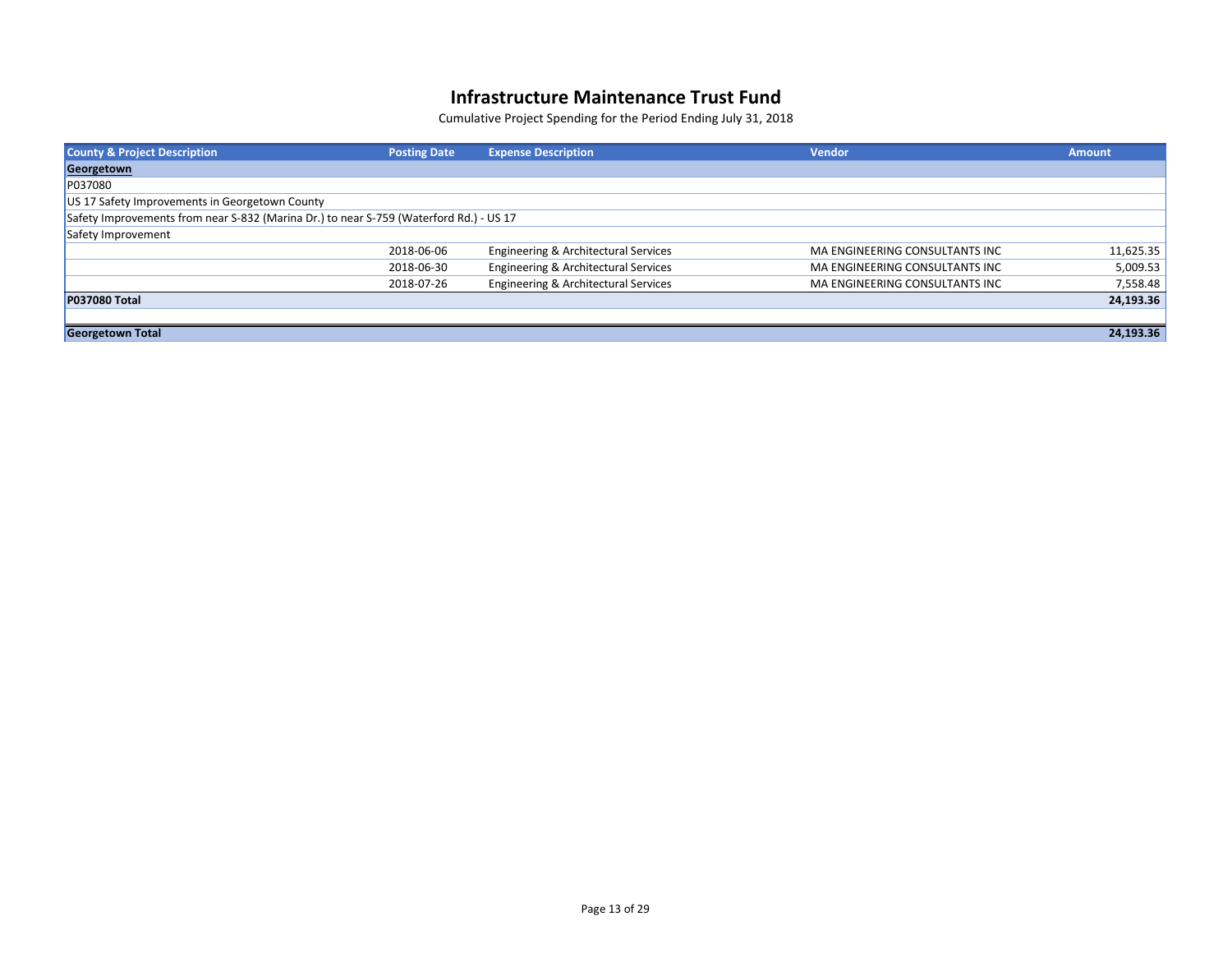# Infrastructure Maintenance Trust Fund

Cumulative Project Spending for the Period Ending July 31, 2018

| County & Project Description | Posting Date | Expense Description | Vendor | Amount |
|---|---|---|---|---|
| **Georgetown** | | | | |
| P037080 | | | | |
| US 17 Safety Improvements in Georgetown County | | | | |
| Safety Improvements from near S-832 (Marina Dr.) to near S-759 (Waterford Rd.) - US 17 | | | | |
| Safety Improvement | | | | |
| | 2018-06-06 | Engineering & Architectural Services | MA ENGINEERING CONSULTANTS INC | 11,625.35 |
| | 2018-06-30 | Engineering & Architectural Services | MA ENGINEERING CONSULTANTS INC | 5,009.53 |
| | 2018-07-26 | Engineering & Architectural Services | MA ENGINEERING CONSULTANTS INC | 7,558.48 |
| **P037080 Total** | | | | **24,193.36** |
| | | | | |
| **Georgetown Total** | | | | **24,193.36** |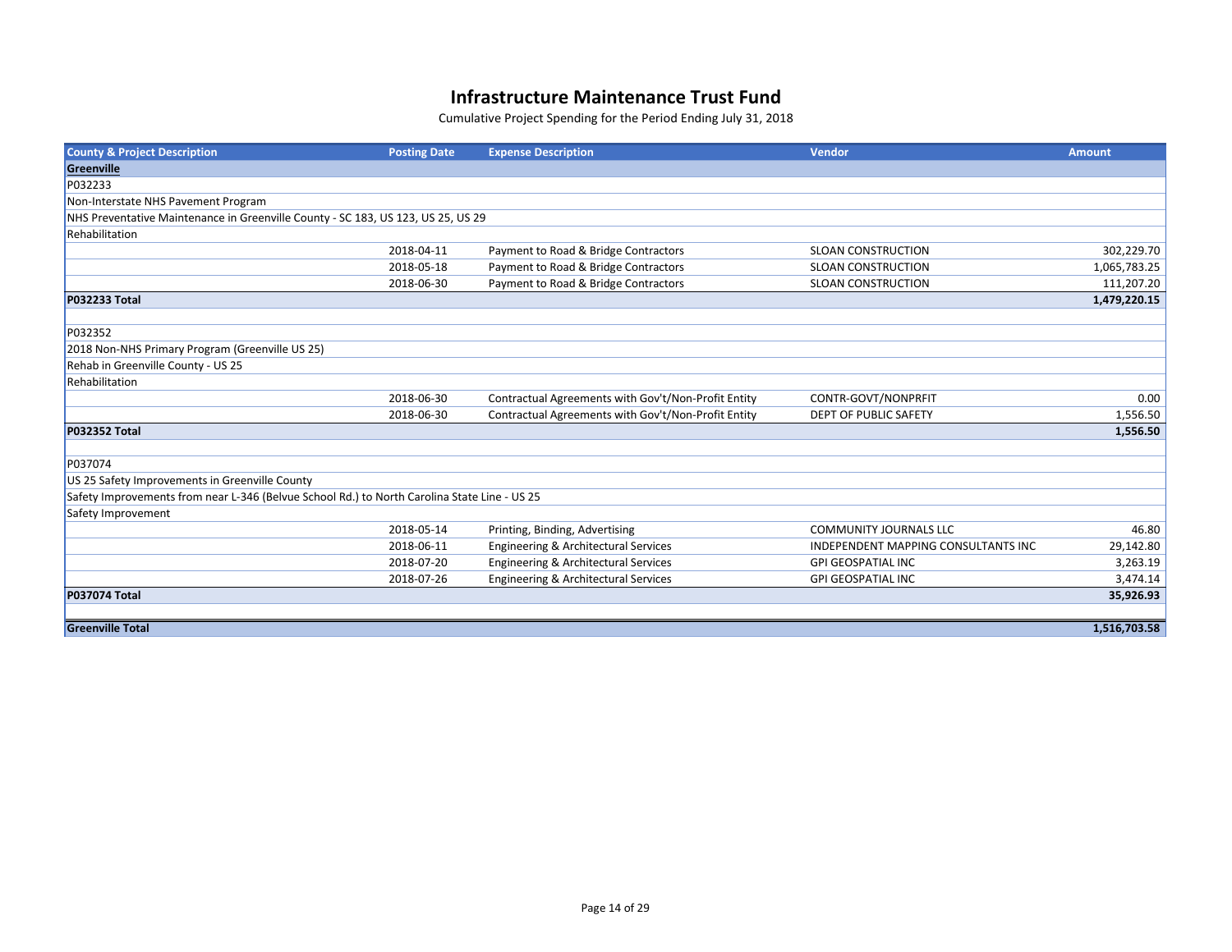# Infrastructure Maintenance Trust Fund

Cumulative Project Spending for the Period Ending July 31, 2018

| County & Project Description | Posting Date | Expense Description | Vendor | Amount |
|---|---|---|---|---|
| **Greenville** | | | | |
| P032233 | | | | |
| Non-Interstate NHS Pavement Program | | | | |
| NHS Preventative Maintenance in Greenville County - SC 183, US 123, US 25, US 29 | | | | |
| Rehabilitation | | | | |
| | 2018-04-11 | Payment to Road & Bridge Contractors | SLOAN CONSTRUCTION | 302,229.70 |
| | 2018-05-18 | Payment to Road & Bridge Contractors | SLOAN CONSTRUCTION | 1,065,783.25 |
| | 2018-06-30 | Payment to Road & Bridge Contractors | SLOAN CONSTRUCTION | 111,207.20 |
| **P032233 Total** | | | | **1,479,220.15** |
| P032352 | | | | |
| 2018 Non-NHS Primary Program (Greenville US 25) | | | | |
| Rehab in Greenville County - US 25 | | | | |
| Rehabilitation | | | | |
| | 2018-06-30 | Contractual Agreements with Gov't/Non-Profit Entity | CONTR-GOVT/NONPRFIT | 0.00 |
| | 2018-06-30 | Contractual Agreements with Gov't/Non-Profit Entity | DEPT OF PUBLIC SAFETY | 1,556.50 |
| **P032352 Total** | | | | **1,556.50** |
| P037074 | | | | |
| US 25 Safety Improvements in Greenville County | | | | |
| Safety Improvements from near L-346 (Belvue School Rd.) to North Carolina State Line - US 25 | | | | |
| Safety Improvement | | | | |
| | 2018-05-14 | Printing, Binding, Advertising | COMMUNITY JOURNALS LLC | 46.80 |
| | 2018-06-11 | Engineering & Architectural Services | INDEPENDENT MAPPING CONSULTANTS INC | 29,142.80 |
| | 2018-07-20 | Engineering & Architectural Services | GPI GEOSPATIAL INC | 3,263.19 |
| | 2018-07-26 | Engineering & Architectural Services | GPI GEOSPATIAL INC | 3,474.14 |
| **P037074 Total** | | | | **35,926.93** |
| **Greenville Total** | | | | **1,516,703.58** |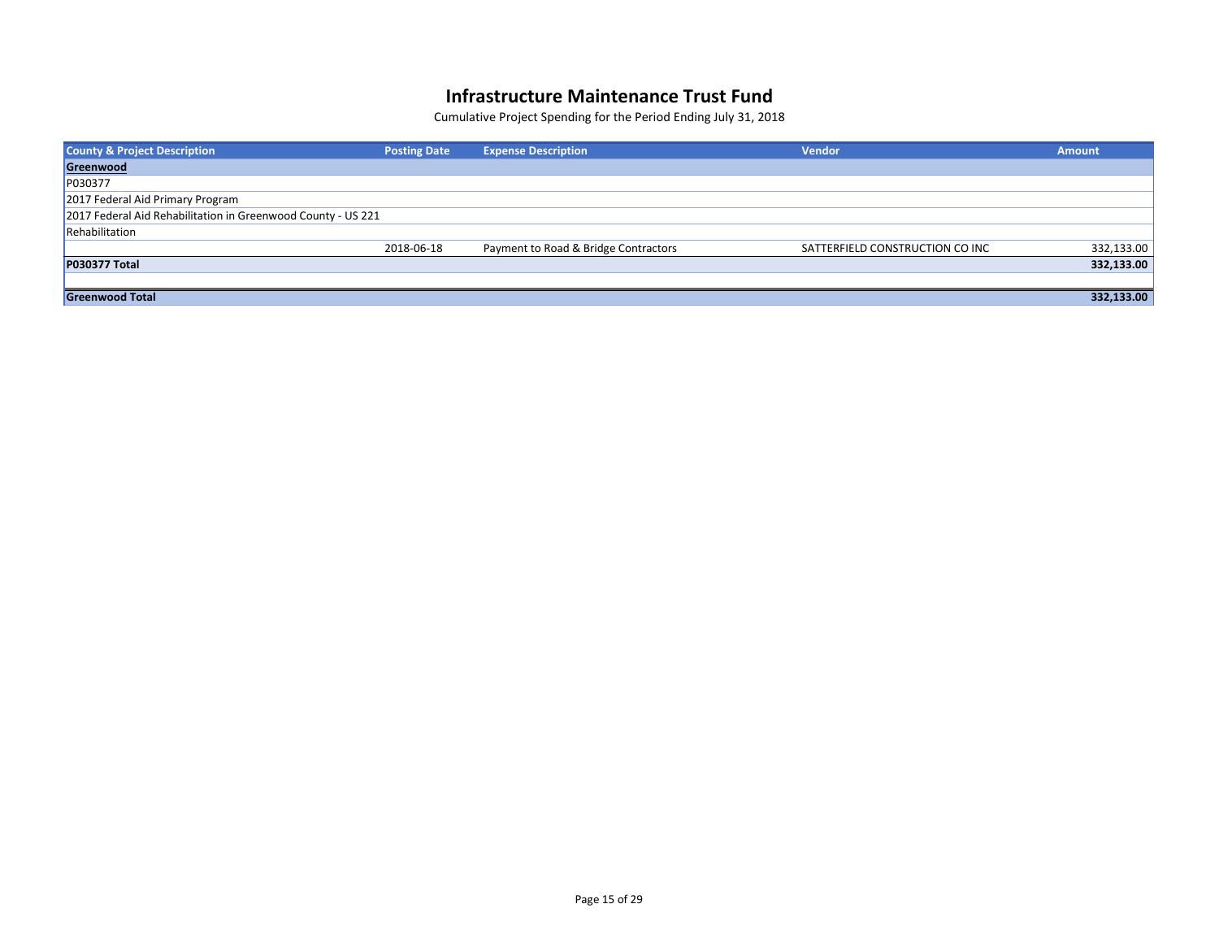# Infrastructure Maintenance Trust Fund

Cumulative Project Spending for the Period Ending July 31, 2018

| County & Project Description | Posting Date | Expense Description | Vendor | Amount |
|---|---|---|---|---|
| **Greenwood** | | | | |
| P030377 | | | | |
| 2017 Federal Aid Primary Program | | | | |
| 2017 Federal Aid Rehabilitation in Greenwood County - US 221 | | | | |
| Rehabilitation | | | | |
| | 2018-06-18 | Payment to Road & Bridge Contractors | SATTERFIELD CONSTRUCTION CO INC | 332,133.00 |
| **P030377 Total** | | | | **332,133.00** |
| | | | | |
| **Greenwood Total** | | | | **332,133.00** |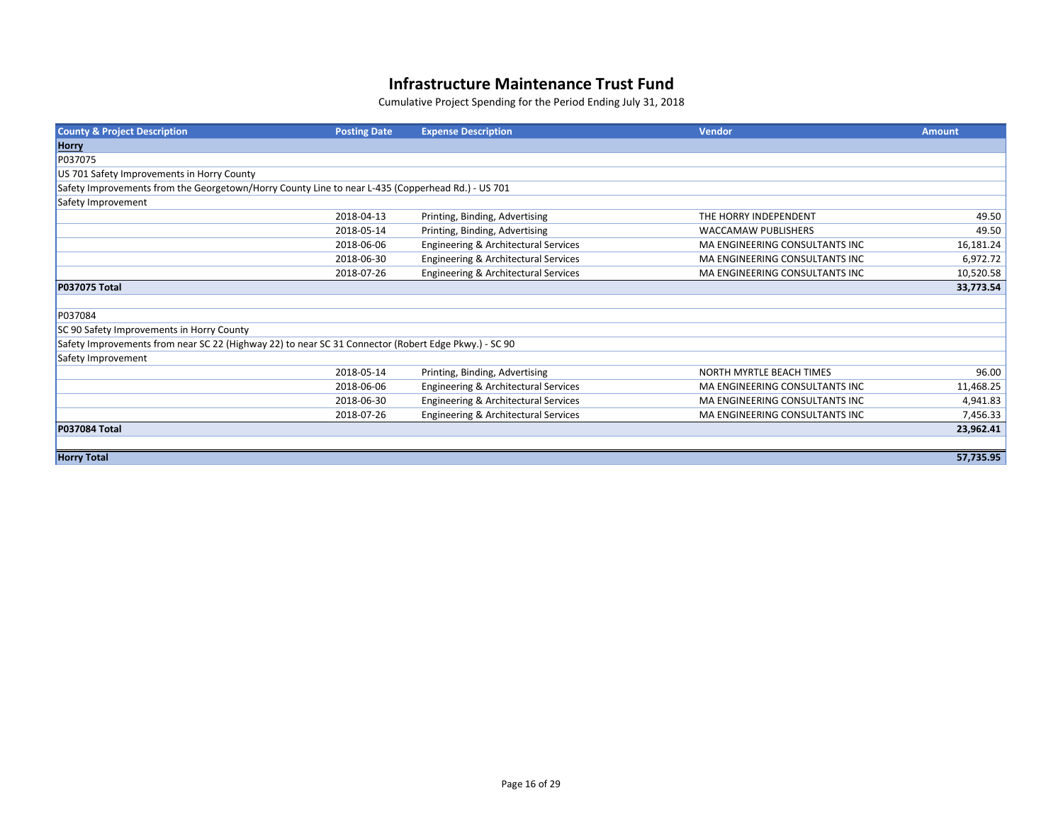# Infrastructure Maintenance Trust Fund

Cumulative Project Spending for the Period Ending July 31, 2018

| County & Project Description | Posting Date | Expense Description | Vendor | Amount |
|---|---|---|---|---|
| **Horry** | | | | |
| P037075 | | | | |
| US 701 Safety Improvements in Horry County | | | | |
| Safety Improvements from the Georgetown/Horry County Line to near L-435 (Copperhead Rd.) - US 701 | | | | |
| Safety Improvement | | | | |
| | 2018-04-13 | Printing, Binding, Advertising | THE HORRY INDEPENDENT | 49.50 |
| | 2018-05-14 | Printing, Binding, Advertising | WACCAMAW PUBLISHERS | 49.50 |
| | 2018-06-06 | Engineering & Architectural Services | MA ENGINEERING CONSULTANTS INC | 16,181.24 |
| | 2018-06-30 | Engineering & Architectural Services | MA ENGINEERING CONSULTANTS INC | 6,972.72 |
| | 2018-07-26 | Engineering & Architectural Services | MA ENGINEERING CONSULTANTS INC | 10,520.58 |
| **P037075 Total** | | | | **33,773.54** |
| P037084 | | | | |
| SC 90 Safety Improvements in Horry County | | | | |
| Safety Improvements from near SC 22 (Highway 22) to near SC 31 Connector (Robert Edge Pkwy.) - SC 90 | | | | |
| Safety Improvement | | | | |
| | 2018-05-14 | Printing, Binding, Advertising | NORTH MYRTLE BEACH TIMES | 96.00 |
| | 2018-06-06 | Engineering & Architectural Services | MA ENGINEERING CONSULTANTS INC | 11,468.25 |
| | 2018-06-30 | Engineering & Architectural Services | MA ENGINEERING CONSULTANTS INC | 4,941.83 |
| | 2018-07-26 | Engineering & Architectural Services | MA ENGINEERING CONSULTANTS INC | 7,456.33 |
| **P037084 Total** | | | | **23,962.41** |
| **Horry Total** | | | | **57,735.95** |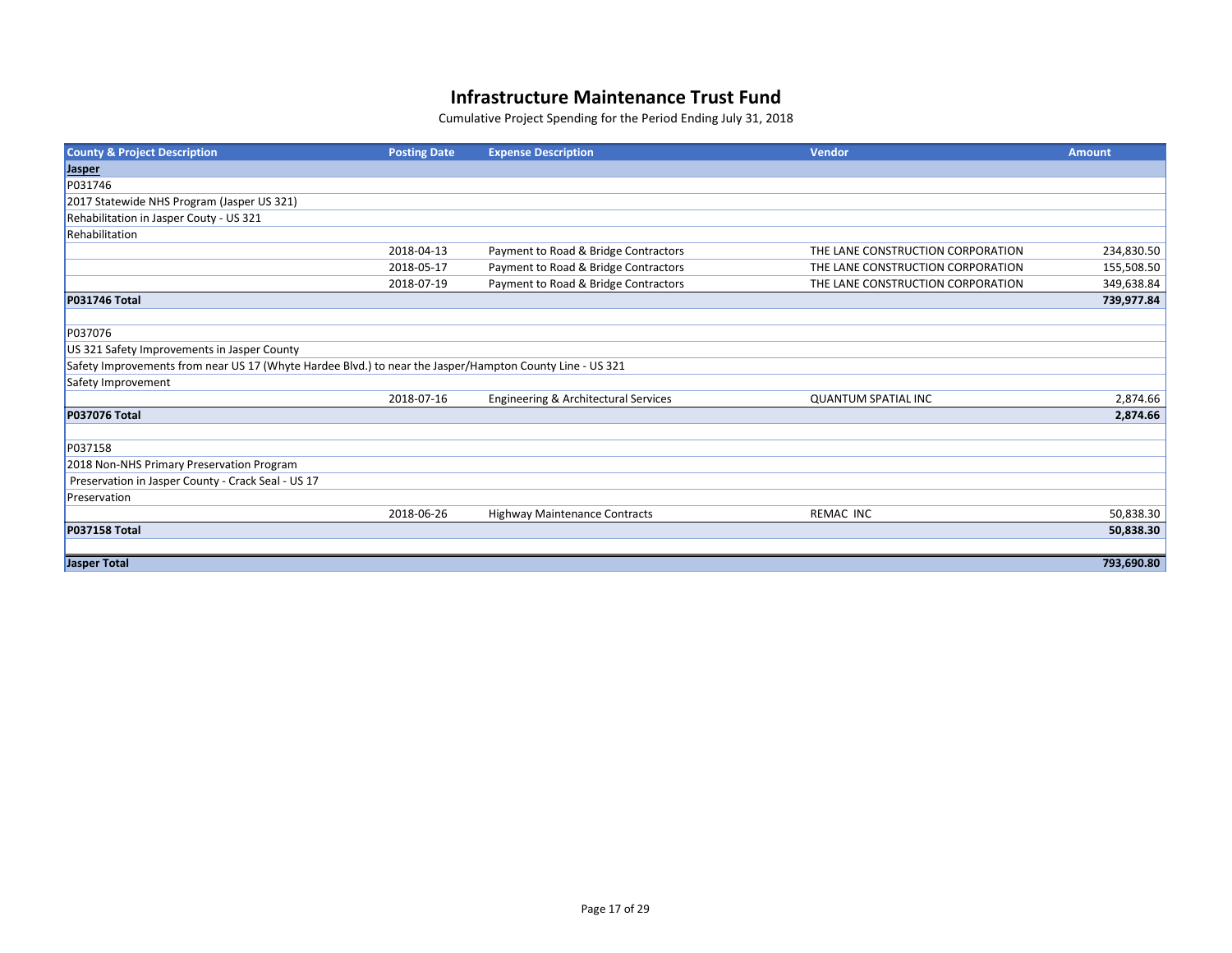# Infrastructure Maintenance Trust Fund

Cumulative Project Spending for the Period Ending July 31, 2018

| County & Project Description | Posting Date | Expense Description | Vendor | Amount |
|---|---|---|---|---|
| **Jasper** | | | | |
| P031746 | | | | |
| 2017 Statewide NHS Program (Jasper US 321) | | | | |
| Rehabilitation in Jasper Couty - US 321 | | | | |
| Rehabilitation | | | | |
| | 2018-04-13 | Payment to Road & Bridge Contractors | THE LANE CONSTRUCTION CORPORATION | 234,830.50 |
| | 2018-05-17 | Payment to Road & Bridge Contractors | THE LANE CONSTRUCTION CORPORATION | 155,508.50 |
| | 2018-07-19 | Payment to Road & Bridge Contractors | THE LANE CONSTRUCTION CORPORATION | 349,638.84 |
| **P031746 Total** | | | | **739,977.84** |
| | | | | |
| P037076 | | | | |
| US 321 Safety Improvements in Jasper County | | | | |
| Safety Improvements from near US 17 (Whyte Hardee Blvd.) to near the Jasper/Hampton County Line - US 321 | | | | |
| Safety Improvement | | | | |
| | 2018-07-16 | Engineering & Architectural Services | QUANTUM SPATIAL INC | 2,874.66 |
| **P037076 Total** | | | | **2,874.66** |
| | | | | |
| P037158 | | | | |
| 2018 Non-NHS Primary Preservation Program | | | | |
| Preservation in Jasper County - Crack Seal - US 17 | | | | |
| Preservation | | | | |
| | 2018-06-26 | Highway Maintenance Contracts | REMAC INC | 50,838.30 |
| **P037158 Total** | | | | **50,838.30** |
| | | | | |
| **Jasper Total** | | | | **793,690.80** |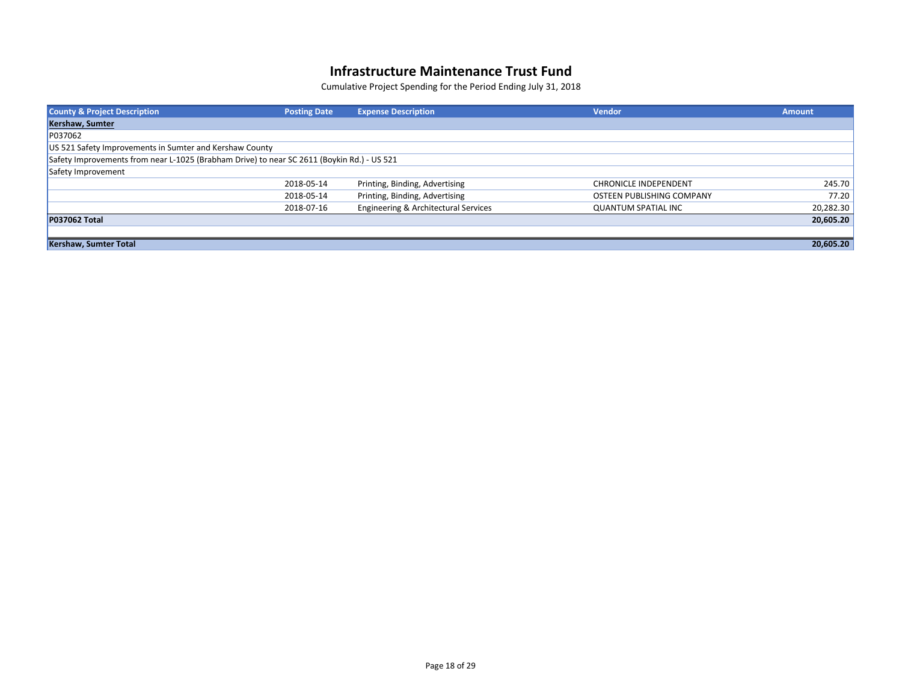# Infrastructure Maintenance Trust Fund

Cumulative Project Spending for the Period Ending July 31, 2018

| County & Project Description | Posting Date | Expense Description | Vendor | Amount |
|---|---|---|---|---|
| **Kershaw, Sumter** | | | | |
| P037062 | | | | |
| US 521 Safety Improvements in Sumter and Kershaw County | | | | |
| Safety Improvements from near L-1025 (Brabham Drive) to near SC 2611 (Boykin Rd.) - US 521 | | | | |
| Safety Improvement | | | | |
| | 2018-05-14 | Printing, Binding, Advertising | CHRONICLE INDEPENDENT | 245.70 |
| | 2018-05-14 | Printing, Binding, Advertising | OSTEEN PUBLISHING COMPANY | 77.20 |
| | 2018-07-16 | Engineering & Architectural Services | QUANTUM SPATIAL INC | 20,282.30 |
| **P037062 Total** | | | | **20,605.20** |
| | | | | |
| **Kershaw, Sumter Total** | | | | **20,605.20** |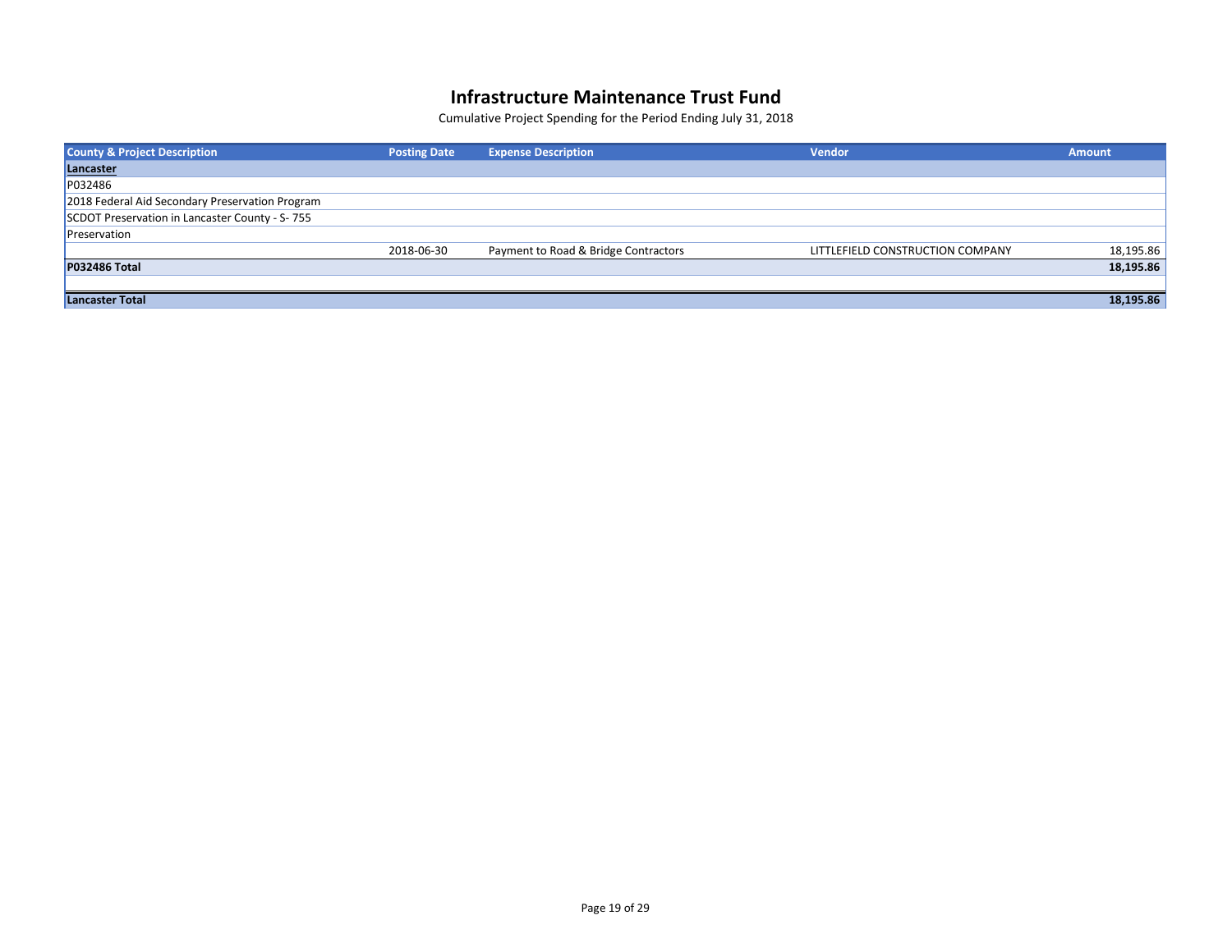# Infrastructure Maintenance Trust Fund

Cumulative Project Spending for the Period Ending July 31, 2018

| County & Project Description | Posting Date | Expense Description | Vendor | Amount |
|---|---|---|---|---|
| **Lancaster** | | | | |
| P032486 | | | | |
| 2018 Federal Aid Secondary Preservation Program | | | | |
| SCDOT Preservation in Lancaster County - S- 755 | | | | |
| Preservation | | | | |
| | 2018-06-30 | Payment to Road & Bridge Contractors | LITTLEFIELD CONSTRUCTION COMPANY | 18,195.86 |
| **P032486 Total** | | | | **18,195.86** |
| | | | | |
| **Lancaster Total** | | | | **18,195.86** |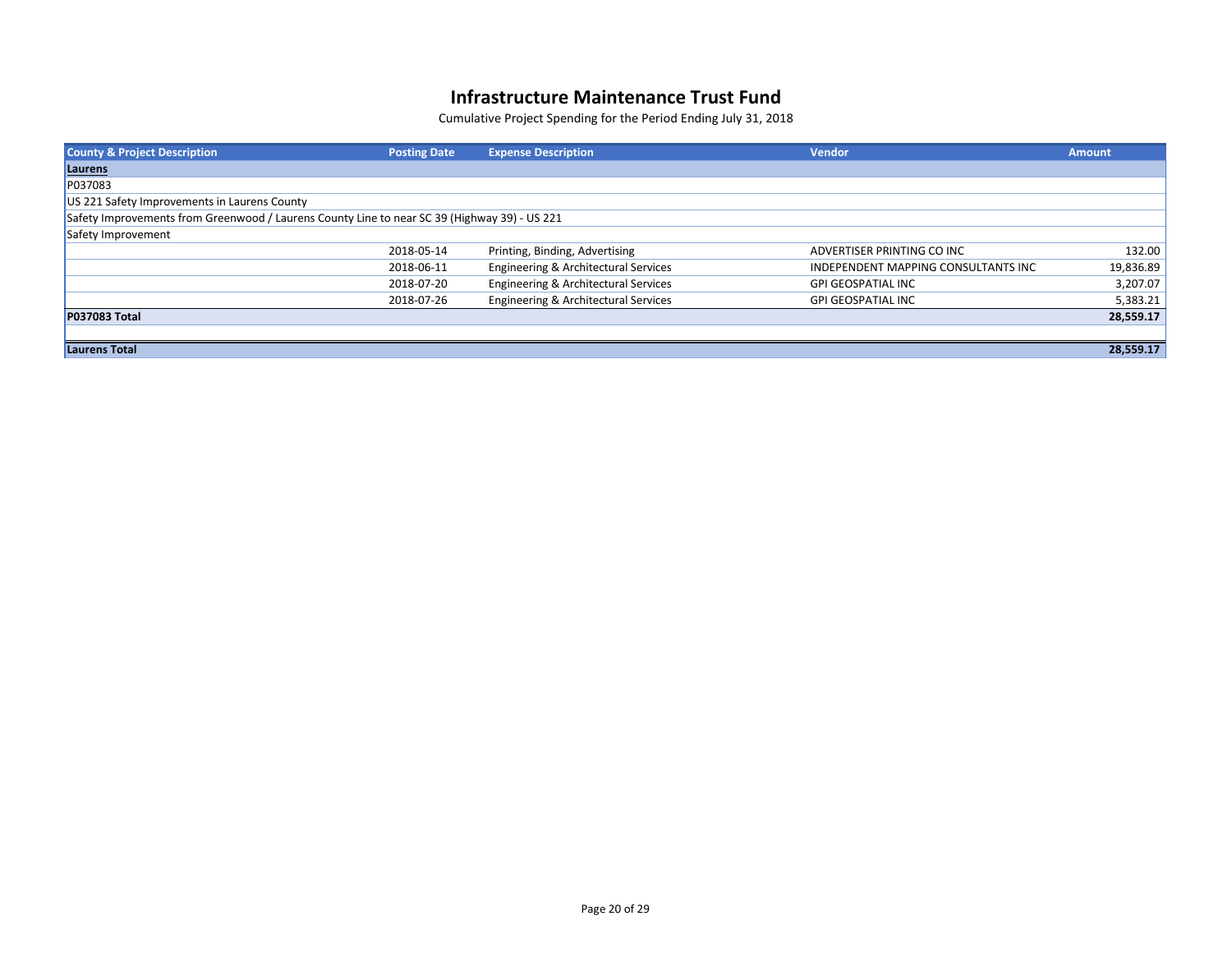# Infrastructure Maintenance Trust Fund

Cumulative Project Spending for the Period Ending July 31, 2018

| County & Project Description | Posting Date | Expense Description | Vendor | Amount |
|---|---|---|---|---|
| **Laurens** | | | | |
| P037083 | | | | |
| US 221 Safety Improvements in Laurens County | | | | |
| Safety Improvements from Greenwood / Laurens County Line to near SC 39 (Highway 39) - US 221 | | | | |
| Safety Improvement | | | | |
| | 2018-05-14 | Printing, Binding, Advertising | ADVERTISER PRINTING CO INC | 132.00 |
| | 2018-06-11 | Engineering & Architectural Services | INDEPENDENT MAPPING CONSULTANTS INC | 19,836.89 |
| | 2018-07-20 | Engineering & Architectural Services | GPI GEOSPATIAL INC | 3,207.07 |
| | 2018-07-26 | Engineering & Architectural Services | GPI GEOSPATIAL INC | 5,383.21 |
| **P037083 Total** | | | | **28,559.17** |
| | | | | |
| **Laurens Total** | | | | **28,559.17** |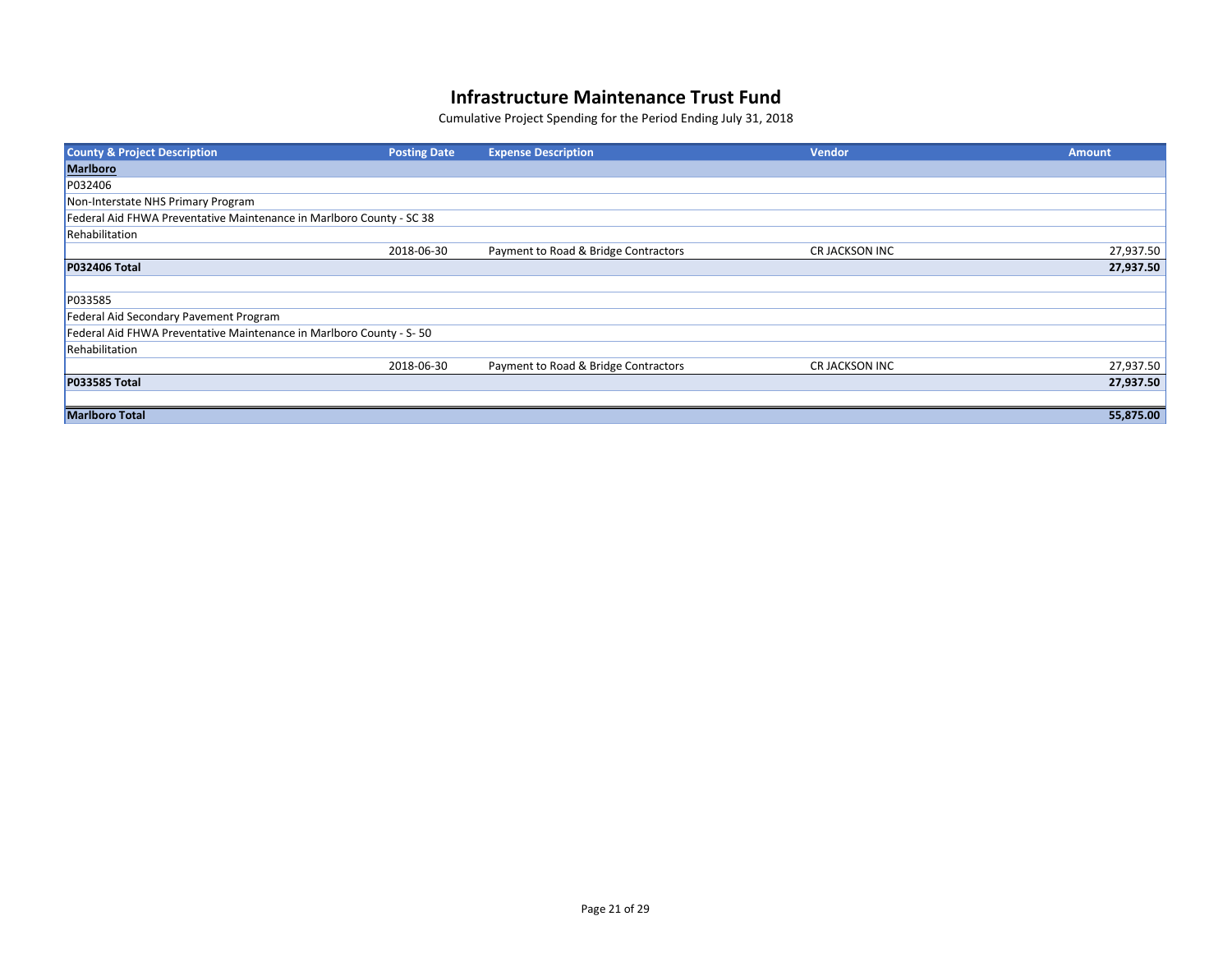# Infrastructure Maintenance Trust Fund

Cumulative Project Spending for the Period Ending July 31, 2018

| County & Project Description | Posting Date | Expense Description | Vendor | Amount |
|---|---|---|---|---|
| **Marlboro** | | | | |
| P032406 | | | | |
| Non-Interstate NHS Primary Program | | | | |
| Federal Aid FHWA Preventative Maintenance in Marlboro County - SC 38 | | | | |
| Rehabilitation | | | | |
| | 2018-06-30 | Payment to Road & Bridge Contractors | CR JACKSON INC | 27,937.50 |
| **P032406 Total** | | | | **27,937.50** |
| | | | | |
| P033585 | | | | |
| Federal Aid Secondary Pavement Program | | | | |
| Federal Aid FHWA Preventative Maintenance in Marlboro County - S- 50 | | | | |
| Rehabilitation | | | | |
| | 2018-06-30 | Payment to Road & Bridge Contractors | CR JACKSON INC | 27,937.50 |
| **P033585 Total** | | | | **27,937.50** |
| | | | | |
| **Marlboro Total** | | | | **55,875.00** |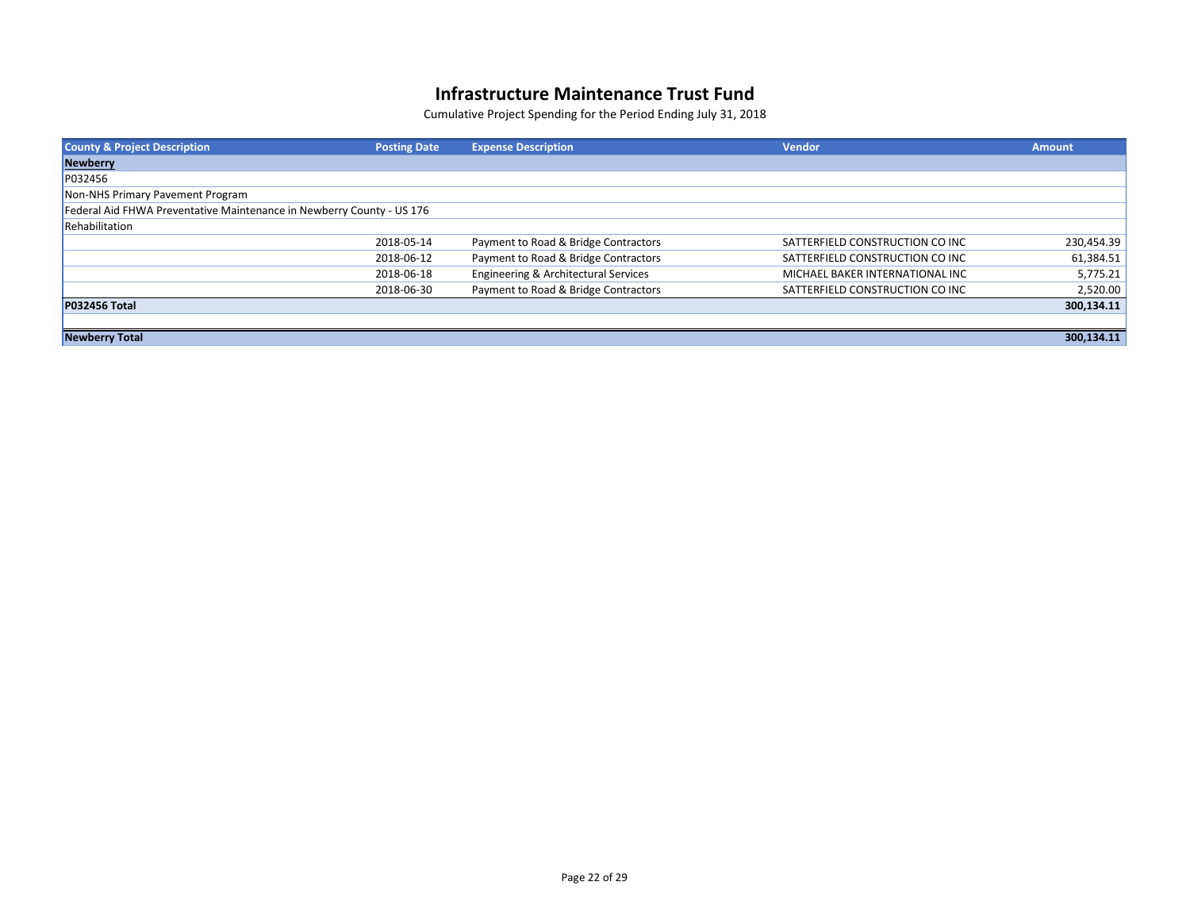# Infrastructure Maintenance Trust Fund

Cumulative Project Spending for the Period Ending July 31, 2018

| County & Project Description | Posting Date | Expense Description | Vendor | Amount |
|---|---|---|---|---|
| **Newberry** | | | | |
| P032456 | | | | |
| Non-NHS Primary Pavement Program | | | | |
| Federal Aid FHWA Preventative Maintenance in Newberry County - US 176 | | | | |
| Rehabilitation | | | | |
| | 2018-05-14 | Payment to Road & Bridge Contractors | SATTERFIELD CONSTRUCTION CO INC | 230,454.39 |
| | 2018-06-12 | Payment to Road & Bridge Contractors | SATTERFIELD CONSTRUCTION CO INC | 61,384.51 |
| | 2018-06-18 | Engineering & Architectural Services | MICHAEL BAKER INTERNATIONAL INC | 5,775.21 |
| | 2018-06-30 | Payment to Road & Bridge Contractors | SATTERFIELD CONSTRUCTION CO INC | 2,520.00 |
| **P032456 Total** | | | | **300,134.11** |
| | | | | |
| **Newberry Total** | | | | **300,134.11** |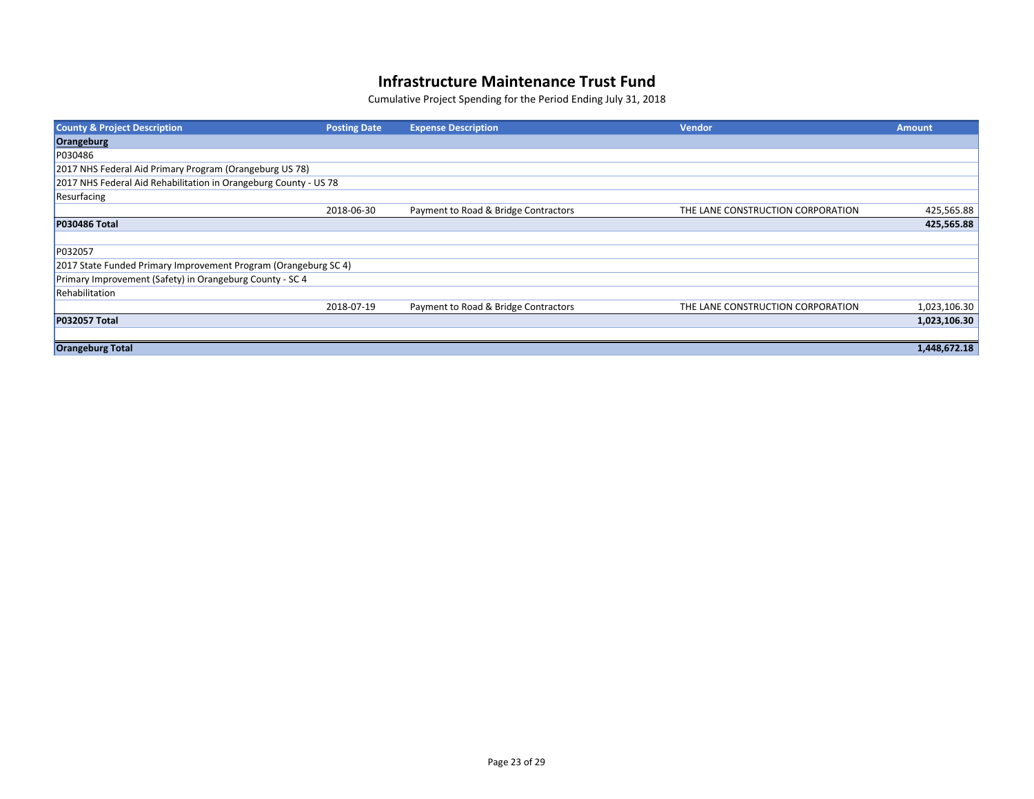# Infrastructure Maintenance Trust Fund

Cumulative Project Spending for the Period Ending July 31, 2018

| County & Project Description | Posting Date | Expense Description | Vendor | Amount |
|---|---|---|---|---|
| **Orangeburg** | | | | |
| P030486 | | | | |
| 2017 NHS Federal Aid Primary Program (Orangeburg US 78) | | | | |
| 2017 NHS Federal Aid Rehabilitation in Orangeburg County - US 78 | | | | |
| Resurfacing | | | | |
| | 2018-06-30 | Payment to Road & Bridge Contractors | THE LANE CONSTRUCTION CORPORATION | 425,565.88 |
| **P030486 Total** | | | | **425,565.88** |
| | | | | |
| P032057 | | | | |
| 2017 State Funded Primary Improvement Program (Orangeburg SC 4) | | | | |
| Primary Improvement (Safety) in Orangeburg County - SC 4 | | | | |
| Rehabilitation | | | | |
| | 2018-07-19 | Payment to Road & Bridge Contractors | THE LANE CONSTRUCTION CORPORATION | 1,023,106.30 |
| **P032057 Total** | | | | **1,023,106.30** |
| | | | | |
| **Orangeburg Total** | | | | **1,448,672.18** |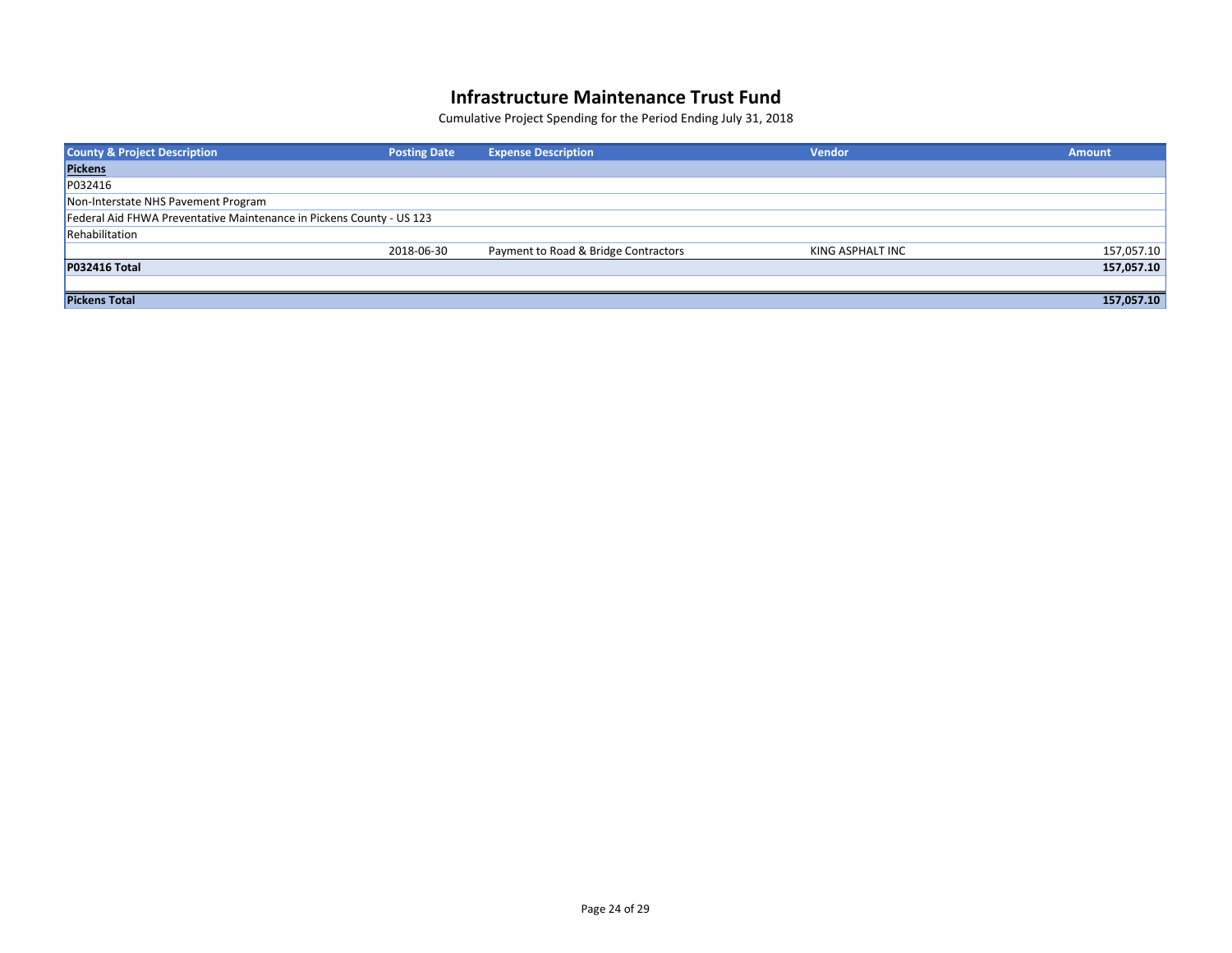# Infrastructure Maintenance Trust Fund

Cumulative Project Spending for the Period Ending July 31, 2018

| County & Project Description | Posting Date | Expense Description | Vendor | Amount |
|---|---|---|---|---|
| **Pickens** | | | | |
| P032416 | | | | |
| Non-Interstate NHS Pavement Program | | | | |
| Federal Aid FHWA Preventative Maintenance in Pickens County - US 123 | | | | |
| Rehabilitation | | | | |
| | 2018-06-30 | Payment to Road & Bridge Contractors | KING ASPHALT INC | 157,057.10 |
| **P032416 Total** | | | | **157,057.10** |
| | | | | |
| **Pickens Total** | | | | **157,057.10** |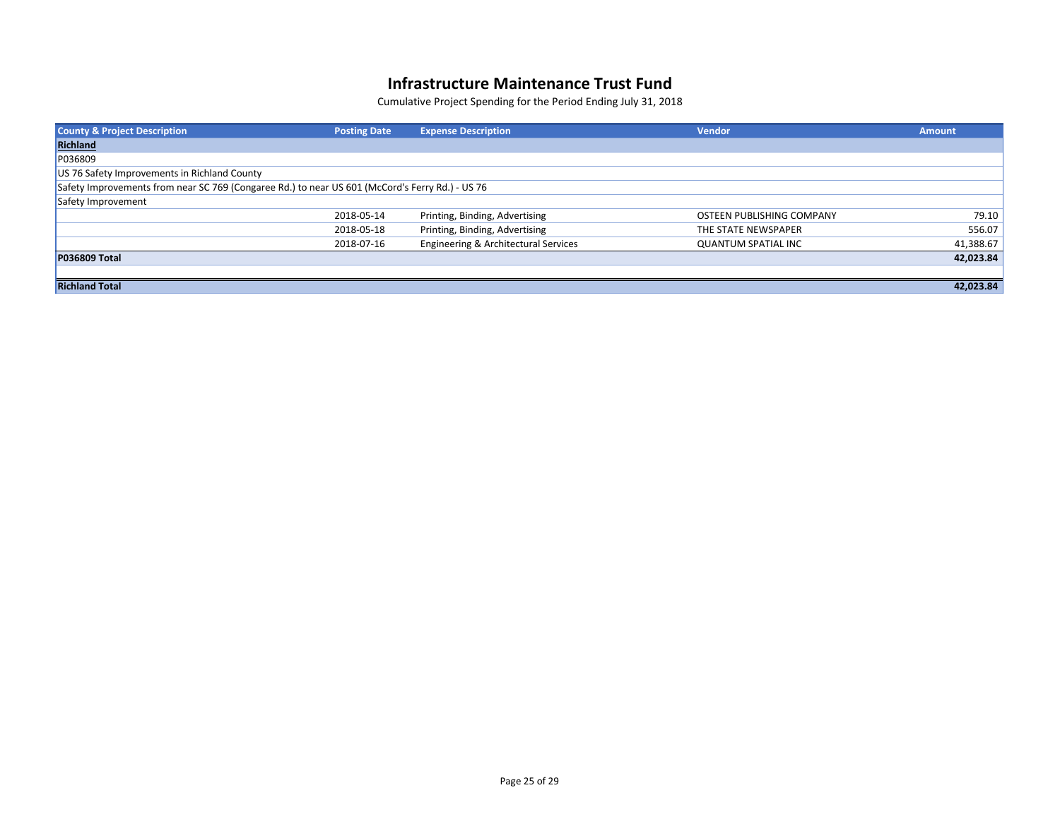# Infrastructure Maintenance Trust Fund

Cumulative Project Spending for the Period Ending July 31, 2018

| County & Project Description | Posting Date | Expense Description | Vendor | Amount |
|---|---|---|---|---|
| **Richland** | | | | |
| P036809 | | | | |
| US 76 Safety Improvements in Richland County | | | | |
| Safety Improvements from near SC 769 (Congaree Rd.) to near US 601 (McCord's Ferry Rd.) - US 76 | | | | |
| Safety Improvement | | | | |
| | 2018-05-14 | Printing, Binding, Advertising | OSTEEN PUBLISHING COMPANY | 79.10 |
| | 2018-05-18 | Printing, Binding, Advertising | THE STATE NEWSPAPER | 556.07 |
| | 2018-07-16 | Engineering & Architectural Services | QUANTUM SPATIAL INC | 41,388.67 |
| **P036809 Total** | | | | **42,023.84** |
| | | | | |
| **Richland Total** | | | | **42,023.84** |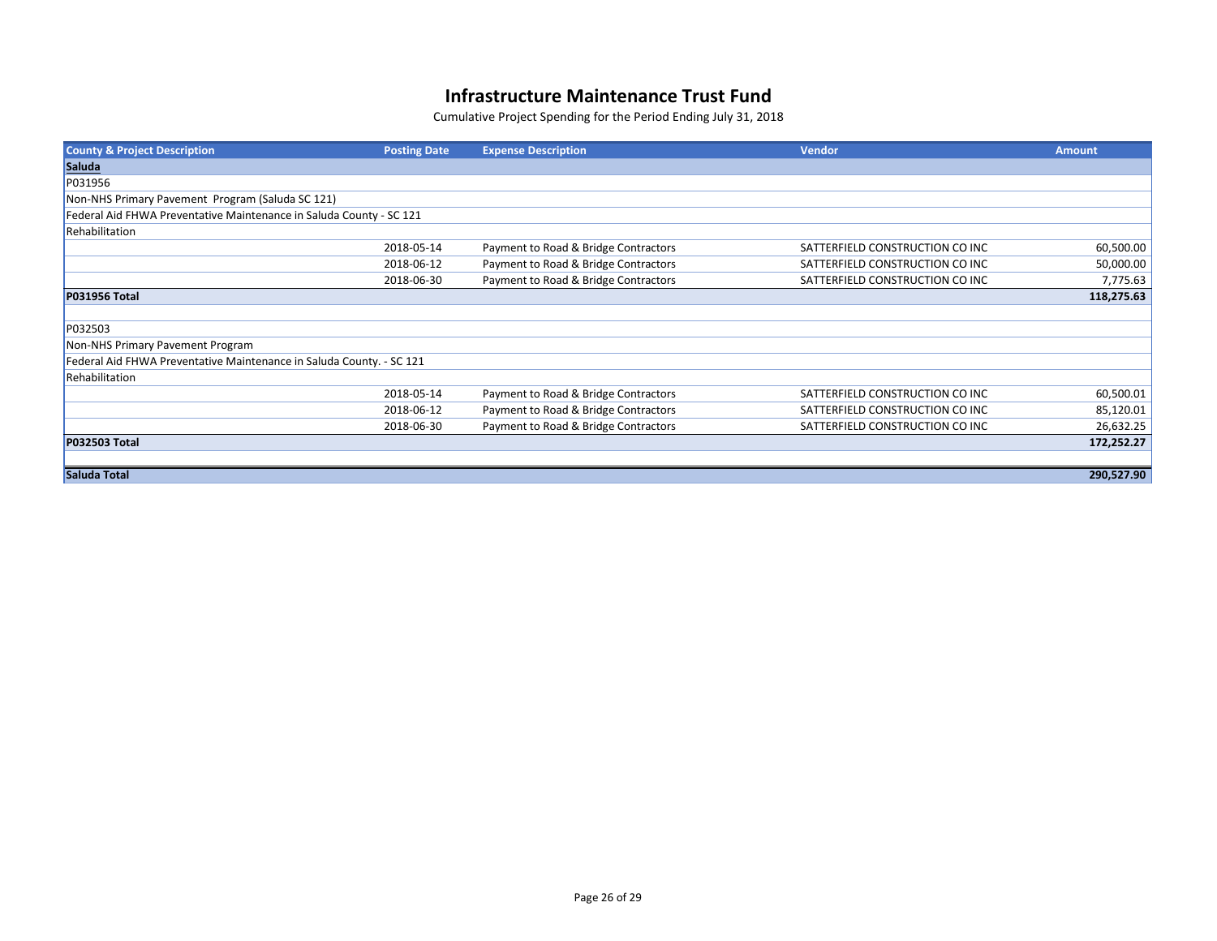# Infrastructure Maintenance Trust Fund

Cumulative Project Spending for the Period Ending July 31, 2018

| County & Project Description | Posting Date | Expense Description | Vendor | Amount |
|---|---|---|---|---|
| **Saluda** | | | | |
| P031956 | | | | |
| Non-NHS Primary Pavement Program (Saluda SC 121) | | | | |
| Federal Aid FHWA Preventative Maintenance in Saluda County - SC 121 | | | | |
| Rehabilitation | | | | |
| | 2018-05-14 | Payment to Road & Bridge Contractors | SATTERFIELD CONSTRUCTION CO INC | 60,500.00 |
| | 2018-06-12 | Payment to Road & Bridge Contractors | SATTERFIELD CONSTRUCTION CO INC | 50,000.00 |
| | 2018-06-30 | Payment to Road & Bridge Contractors | SATTERFIELD CONSTRUCTION CO INC | 7,775.63 |
| **P031956 Total** | | | | **118,275.63** |
| P032503 | | | | |
| Non-NHS Primary Pavement Program | | | | |
| Federal Aid FHWA Preventative Maintenance in Saluda County. - SC 121 | | | | |
| Rehabilitation | | | | |
| | 2018-05-14 | Payment to Road & Bridge Contractors | SATTERFIELD CONSTRUCTION CO INC | 60,500.01 |
| | 2018-06-12 | Payment to Road & Bridge Contractors | SATTERFIELD CONSTRUCTION CO INC | 85,120.01 |
| | 2018-06-30 | Payment to Road & Bridge Contractors | SATTERFIELD CONSTRUCTION CO INC | 26,632.25 |
| **P032503 Total** | | | | **172,252.27** |
| **Saluda Total** | | | | **290,527.90** |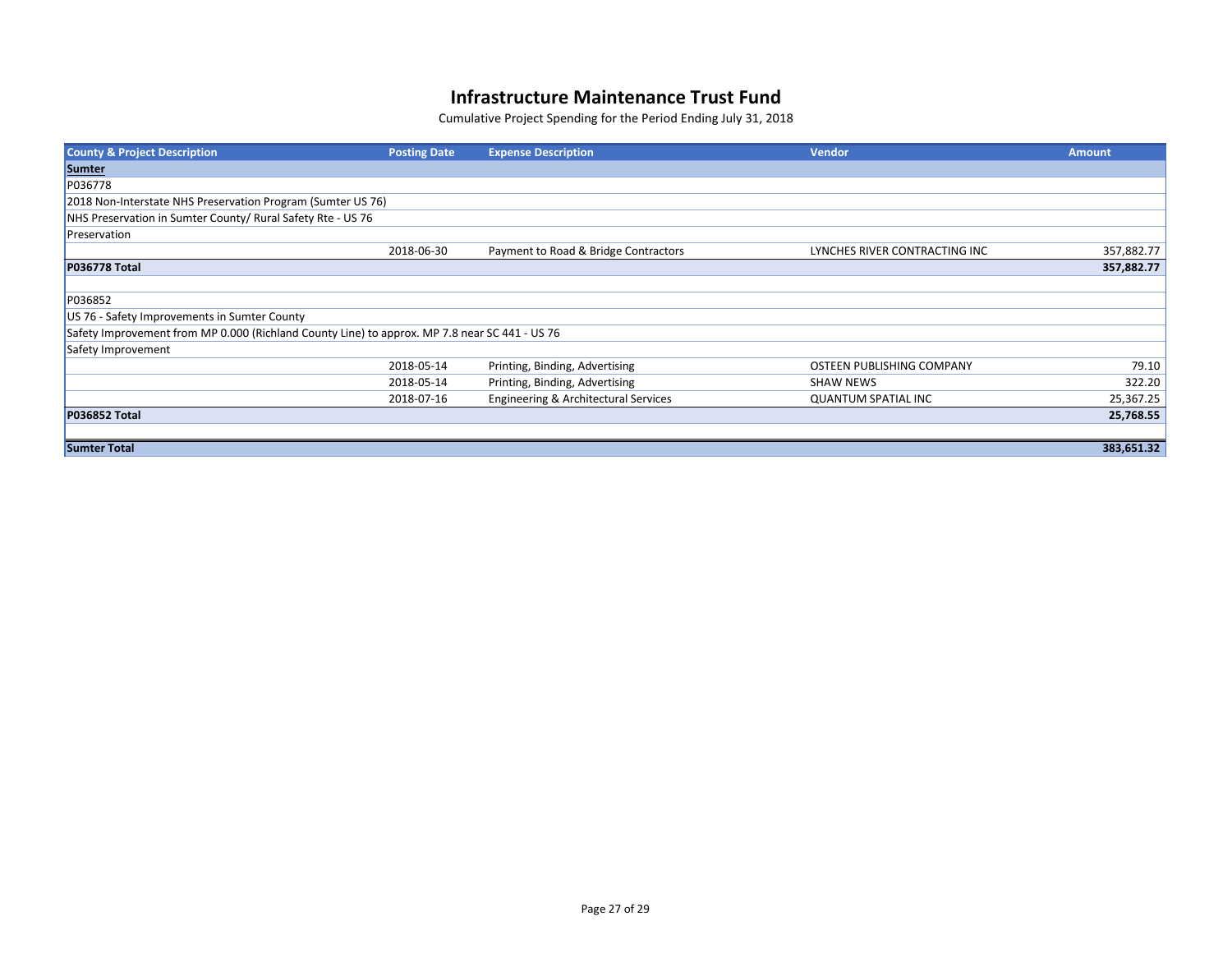# Infrastructure Maintenance Trust Fund

Cumulative Project Spending for the Period Ending July 31, 2018

| County & Project Description | Posting Date | Expense Description | Vendor | Amount |
|---|---|---|---|---|
| **Sumter** | | | | |
| P036778 | | | | |
| 2018 Non-Interstate NHS Preservation Program (Sumter US 76) | | | | |
| NHS Preservation in Sumter County/ Rural Safety Rte - US 76 | | | | |
| Preservation | | | | |
| | 2018-06-30 | Payment to Road & Bridge Contractors | LYNCHES RIVER CONTRACTING INC | 357,882.77 |
| **P036778 Total** | | | | **357,882.77** |
| | | | | |
| P036852 | | | | |
| US 76 - Safety Improvements in Sumter County | | | | |
| Safety Improvement from MP 0.000 (Richland County Line) to approx. MP 7.8 near SC 441 - US 76 | | | | |
| Safety Improvement | | | | |
| | 2018-05-14 | Printing, Binding, Advertising | OSTEEN PUBLISHING COMPANY | 79.10 |
| | 2018-05-14 | Printing, Binding, Advertising | SHAW NEWS | 322.20 |
| | 2018-07-16 | Engineering & Architectural Services | QUANTUM SPATIAL INC | 25,367.25 |
| **P036852 Total** | | | | **25,768.55** |
| | | | | |
| **Sumter Total** | | | | **383,651.32** |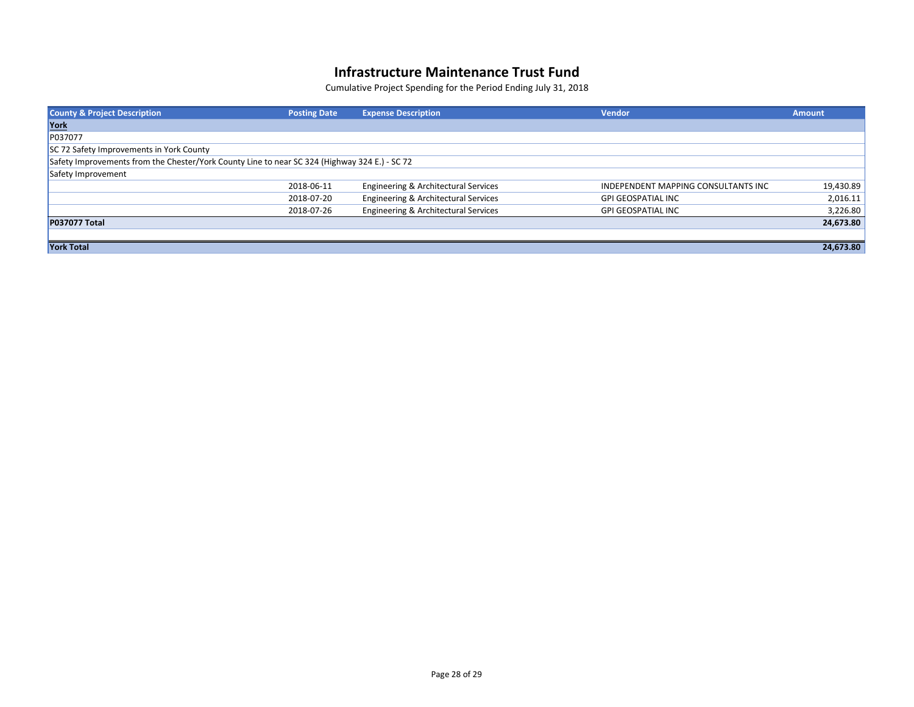# Infrastructure Maintenance Trust Fund

Cumulative Project Spending for the Period Ending July 31, 2018

| County & Project Description | Posting Date | Expense Description | Vendor | Amount |
|---|---|---|---|---|
| **York** | | | | |
| P037077 | | | | |
| SC 72 Safety Improvements in York County | | | | |
| Safety Improvements from the Chester/York County Line to near SC 324 (Highway 324 E.) - SC 72 | | | | |
| Safety Improvement | | | | |
| | 2018-06-11 | Engineering & Architectural Services | INDEPENDENT MAPPING CONSULTANTS INC | 19,430.89 |
| | 2018-07-20 | Engineering & Architectural Services | GPI GEOSPATIAL INC | 2,016.11 |
| | 2018-07-26 | Engineering & Architectural Services | GPI GEOSPATIAL INC | 3,226.80 |
| **P037077 Total** | | | | **24,673.80** |
| | | | | |
| **York Total** | | | | **24,673.80** |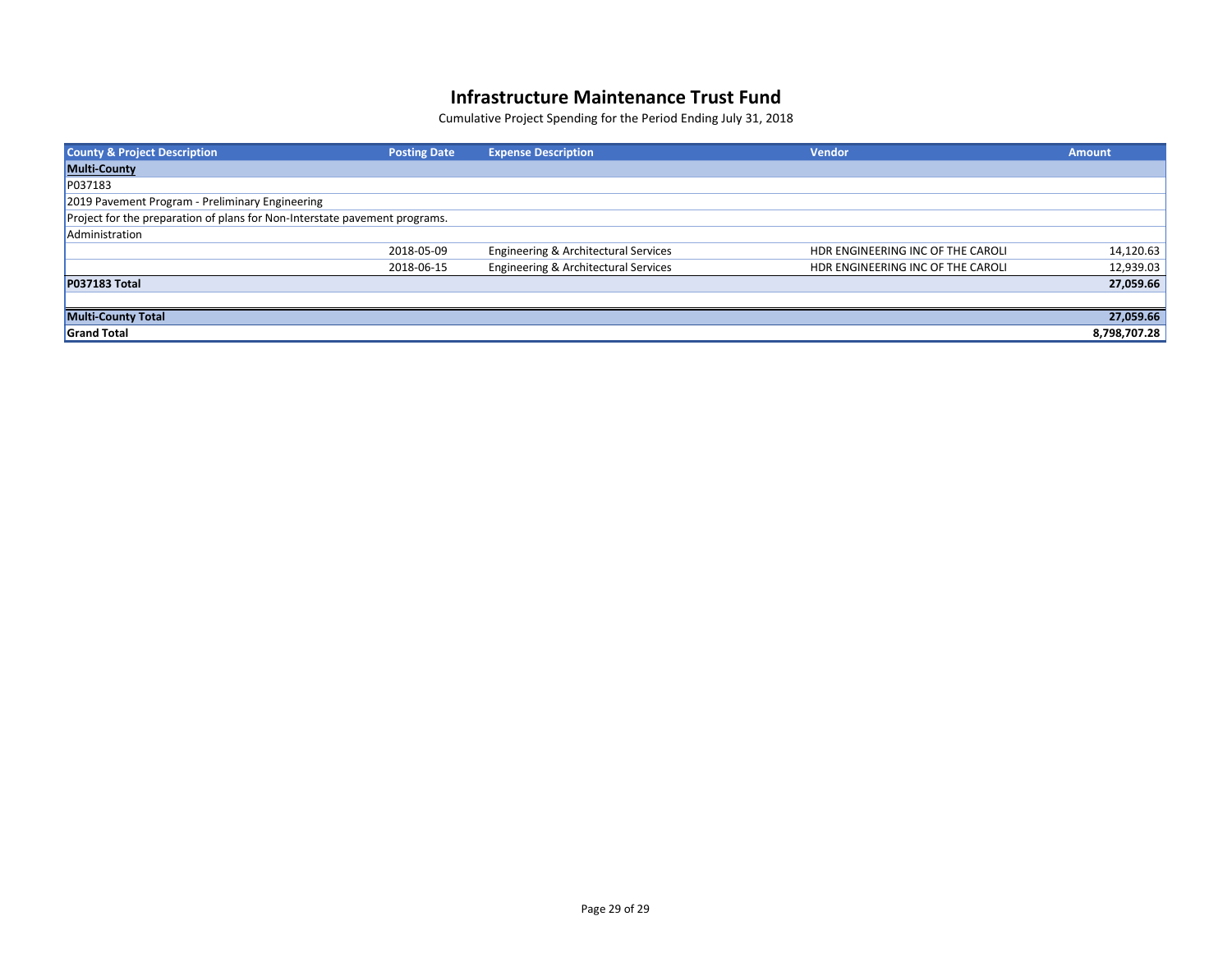# Infrastructure Maintenance Trust Fund

Cumulative Project Spending for the Period Ending July 31, 2018

| County & Project Description | Posting Date | Expense Description | Vendor | Amount |
|---|---|---|---|---|
| **Multi-County** | | | | |
| P037183 | | | | |
| 2019 Pavement Program - Preliminary Engineering | | | | |
| Project for the preparation of plans for Non-Interstate pavement programs. | | | | |
| Administration | | | | |
| | 2018-05-09 | Engineering & Architectural Services | HDR ENGINEERING INC OF THE CAROLI | 14,120.63 |
| | 2018-06-15 | Engineering & Architectural Services | HDR ENGINEERING INC OF THE CAROLI | 12,939.03 |
| **P037183 Total** | | | | **27,059.66** |
| | | | | |
| **Multi-County Total** | | | | **27,059.66** |
| **Grand Total** | | | | **8,798,707.28** |